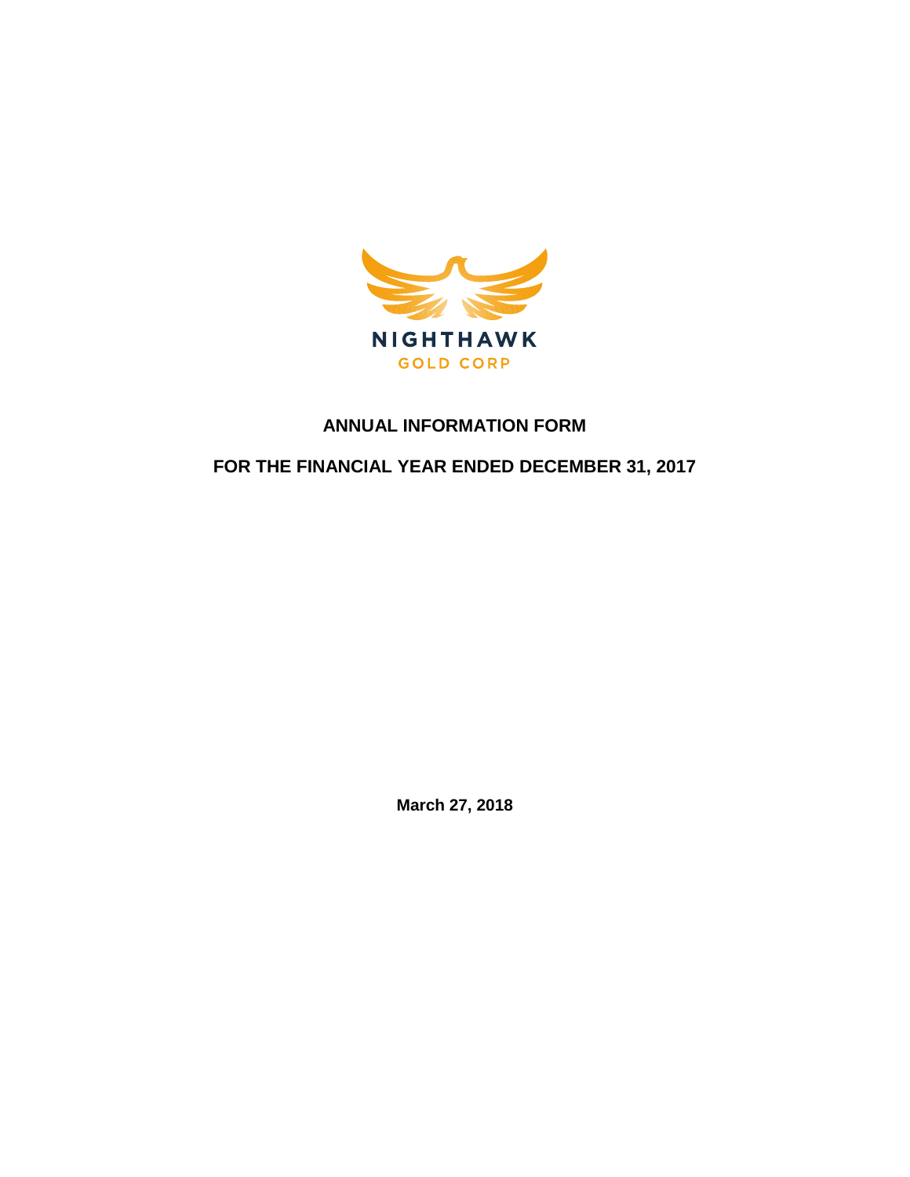NIGHTHAWK

GOLD CORP

# ANNUAL INFORMATION FORM

# FOR THE FINANCIAL YEAR ENDED DECEMBER 31, 2017

**March 27, 2018**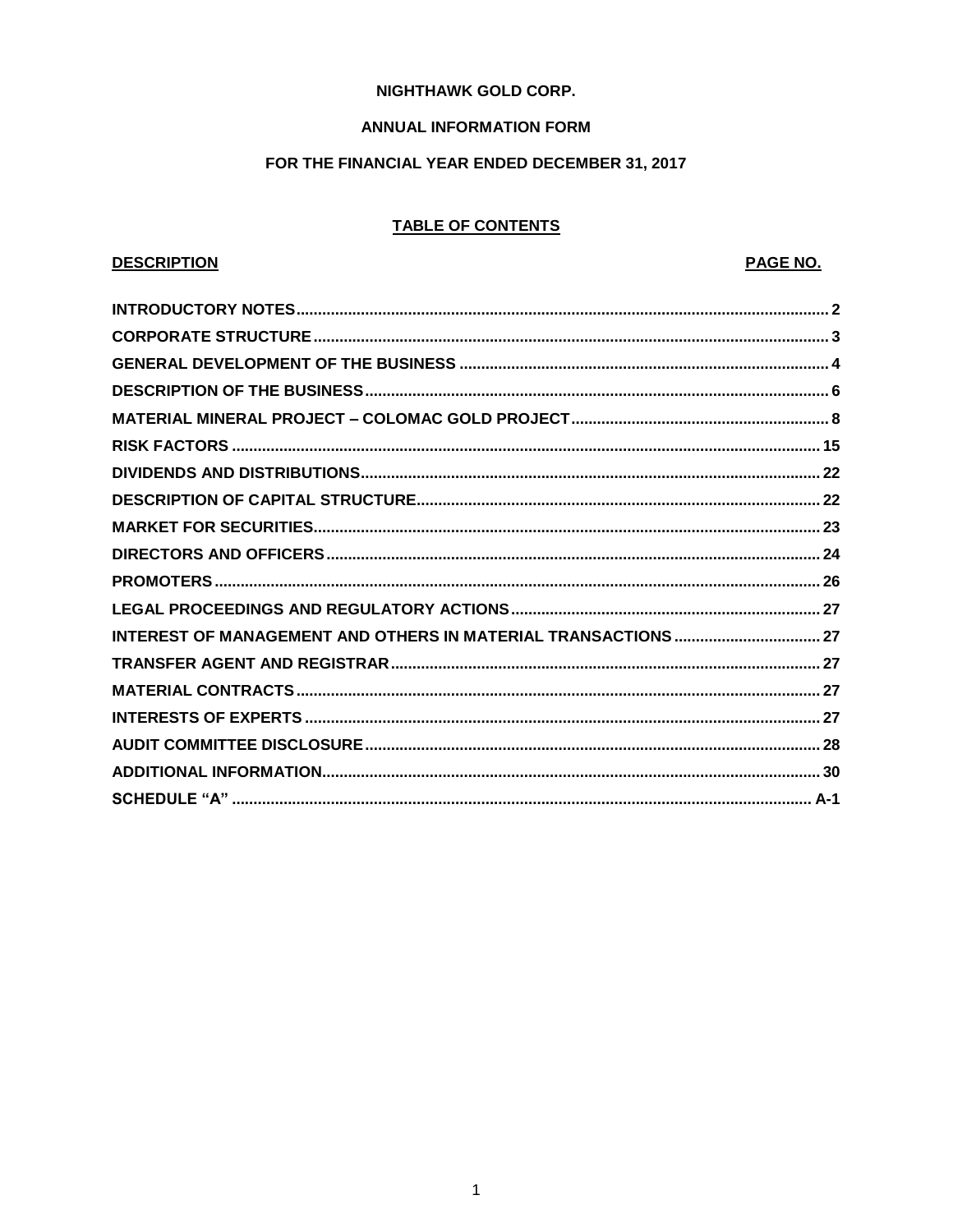**NIGHTHAWK GOLD CORP.**

**ANNUAL INFORMATION FORM**

**FOR THE FINANCIAL YEAR ENDED DECEMBER 31, 2017**

**TABLE OF CONTENTS**

| DESCRIPTION | PAGE NO. |
|---|---|
| INTRODUCTORY NOTES | 2 |
| CORPORATE STRUCTURE | 3 |
| GENERAL DEVELOPMENT OF THE BUSINESS | 4 |
| DESCRIPTION OF THE BUSINESS | 6 |
| MATERIAL MINERAL PROJECT – COLOMAC GOLD PROJECT | 8 |
| RISK FACTORS | 15 |
| DIVIDENDS AND DISTRIBUTIONS | 22 |
| DESCRIPTION OF CAPITAL STRUCTURE | 22 |
| MARKET FOR SECURITIES | 23 |
| DIRECTORS AND OFFICERS | 24 |
| PROMOTERS | 26 |
| LEGAL PROCEEDINGS AND REGULATORY ACTIONS | 27 |
| INTEREST OF MANAGEMENT AND OTHERS IN MATERIAL TRANSACTIONS | 27 |
| TRANSFER AGENT AND REGISTRAR | 27 |
| MATERIAL CONTRACTS | 27 |
| INTERESTS OF EXPERTS | 27 |
| AUDIT COMMITTEE DISCLOSURE | 28 |
| ADDITIONAL INFORMATION | 30 |
| SCHEDULE "A" | A-1 |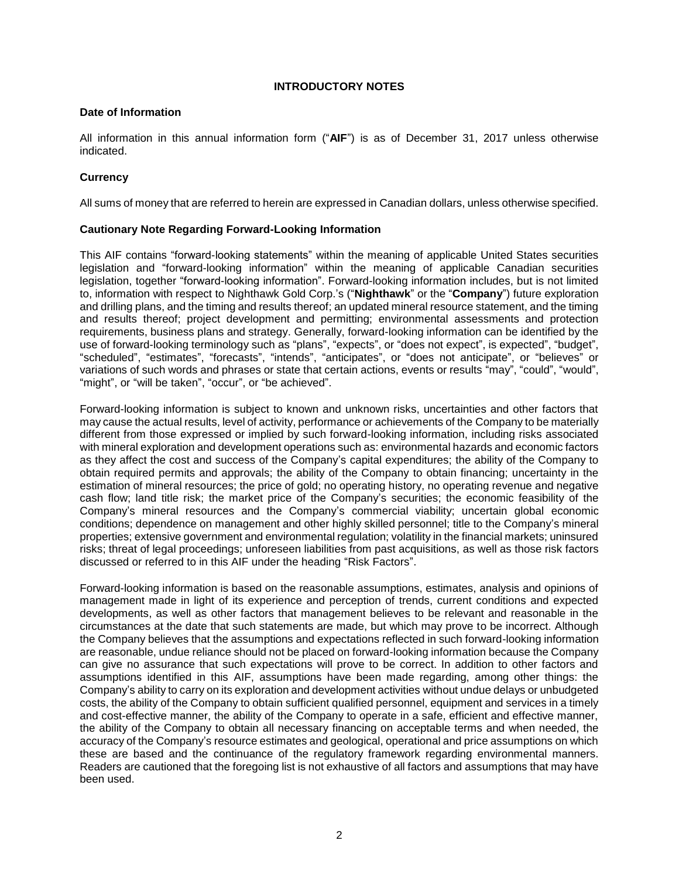# INTRODUCTORY NOTES

### Date of Information

All information in this annual information form ("**AIF**") is as of December 31, 2017 unless otherwise indicated.

### Currency

All sums of money that are referred to herein are expressed in Canadian dollars, unless otherwise specified.

### Cautionary Note Regarding Forward-Looking Information

This AIF contains "forward-looking statements" within the meaning of applicable United States securities legislation and "forward-looking information" within the meaning of applicable Canadian securities legislation, together "forward-looking information". Forward-looking information includes, but is not limited to, information with respect to Nighthawk Gold Corp.'s ("**Nighthawk**" or the "**Company**") future exploration and drilling plans, and the timing and results thereof; an updated mineral resource statement, and the timing and results thereof; project development and permitting; environmental assessments and protection requirements, business plans and strategy. Generally, forward-looking information can be identified by the use of forward-looking terminology such as "plans", "expects", or "does not expect", is expected", "budget", "scheduled", "estimates", "forecasts", "intends", "anticipates", or "does not anticipate", or "believes" or variations of such words and phrases or state that certain actions, events or results "may", "could", "would", "might", or "will be taken", "occur", or "be achieved".

Forward-looking information is subject to known and unknown risks, uncertainties and other factors that may cause the actual results, level of activity, performance or achievements of the Company to be materially different from those expressed or implied by such forward-looking information, including risks associated with mineral exploration and development operations such as: environmental hazards and economic factors as they affect the cost and success of the Company's capital expenditures; the ability of the Company to obtain required permits and approvals; the ability of the Company to obtain financing; uncertainty in the estimation of mineral resources; the price of gold; no operating history, no operating revenue and negative cash flow; land title risk; the market price of the Company's securities; the economic feasibility of the Company's mineral resources and the Company's commercial viability; uncertain global economic conditions; dependence on management and other highly skilled personnel; title to the Company's mineral properties; extensive government and environmental regulation; volatility in the financial markets; uninsured risks; threat of legal proceedings; unforeseen liabilities from past acquisitions, as well as those risk factors discussed or referred to in this AIF under the heading "Risk Factors".

Forward-looking information is based on the reasonable assumptions, estimates, analysis and opinions of management made in light of its experience and perception of trends, current conditions and expected developments, as well as other factors that management believes to be relevant and reasonable in the circumstances at the date that such statements are made, but which may prove to be incorrect. Although the Company believes that the assumptions and expectations reflected in such forward-looking information are reasonable, undue reliance should not be placed on forward-looking information because the Company can give no assurance that such expectations will prove to be correct. In addition to other factors and assumptions identified in this AIF, assumptions have been made regarding, among other things: the Company's ability to carry on its exploration and development activities without undue delays or unbudgeted costs, the ability of the Company to obtain sufficient qualified personnel, equipment and services in a timely and cost-effective manner, the ability of the Company to operate in a safe, efficient and effective manner, the ability of the Company to obtain all necessary financing on acceptable terms and when needed, the accuracy of the Company's resource estimates and geological, operational and price assumptions on which these are based and the continuance of the regulatory framework regarding environmental manners. Readers are cautioned that the foregoing list is not exhaustive of all factors and assumptions that may have been used.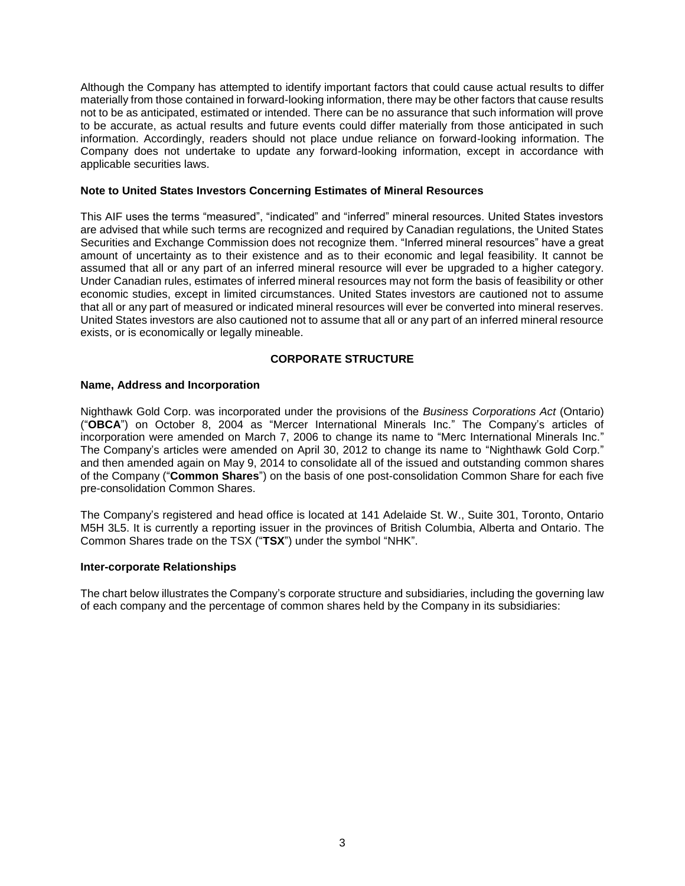Although the Company has attempted to identify important factors that could cause actual results to differ materially from those contained in forward-looking information, there may be other factors that cause results not to be as anticipated, estimated or intended. There can be no assurance that such information will prove to be accurate, as actual results and future events could differ materially from those anticipated in such information. Accordingly, readers should not place undue reliance on forward-looking information. The Company does not undertake to update any forward-looking information, except in accordance with applicable securities laws.

### Note to United States Investors Concerning Estimates of Mineral Resources

This AIF uses the terms "measured", "indicated" and "inferred" mineral resources. United States investors are advised that while such terms are recognized and required by Canadian regulations, the United States Securities and Exchange Commission does not recognize them. "Inferred mineral resources" have a great amount of uncertainty as to their existence and as to their economic and legal feasibility. It cannot be assumed that all or any part of an inferred mineral resource will ever be upgraded to a higher category. Under Canadian rules, estimates of inferred mineral resources may not form the basis of feasibility or other economic studies, except in limited circumstances. United States investors are cautioned not to assume that all or any part of measured or indicated mineral resources will ever be converted into mineral reserves. United States investors are also cautioned not to assume that all or any part of an inferred mineral resource exists, or is economically or legally mineable.

## CORPORATE STRUCTURE

### Name, Address and Incorporation

Nighthawk Gold Corp. was incorporated under the provisions of the *Business Corporations Act* (Ontario) ("**OBCA**") on October 8, 2004 as "Mercer International Minerals Inc." The Company's articles of incorporation were amended on March 7, 2006 to change its name to "Merc International Minerals Inc." The Company's articles were amended on April 30, 2012 to change its name to "Nighthawk Gold Corp." and then amended again on May 9, 2014 to consolidate all of the issued and outstanding common shares of the Company ("**Common Shares**") on the basis of one post-consolidation Common Share for each five pre-consolidation Common Shares.

The Company's registered and head office is located at 141 Adelaide St. W., Suite 301, Toronto, Ontario M5H 3L5. It is currently a reporting issuer in the provinces of British Columbia, Alberta and Ontario. The Common Shares trade on the TSX ("**TSX**") under the symbol "NHK".

### Inter-corporate Relationships

The chart below illustrates the Company's corporate structure and subsidiaries, including the governing law of each company and the percentage of common shares held by the Company in its subsidiaries: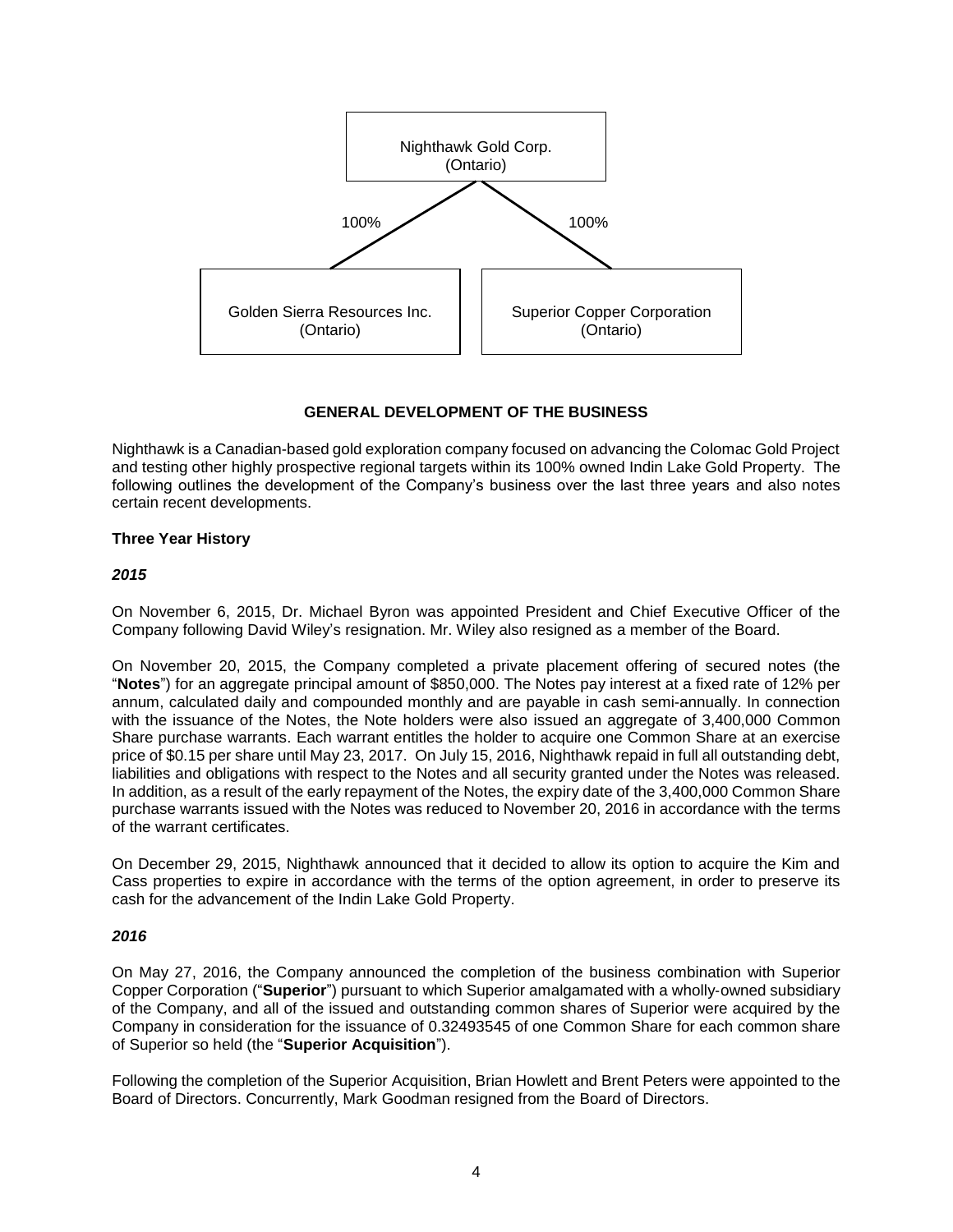Nighthawk Gold Corp.
(Ontario)

100% 100%

Golden Sierra Resources Inc.
(Ontario)

Superior Copper Corporation
(Ontario)

## GENERAL DEVELOPMENT OF THE BUSINESS

Nighthawk is a Canadian-based gold exploration company focused on advancing the Colomac Gold Project and testing other highly prospective regional targets within its 100% owned Indin Lake Gold Property. The following outlines the development of the Company's business over the last three years and also notes certain recent developments.

### Three Year History

#### *2015*

On November 6, 2015, Dr. Michael Byron was appointed President and Chief Executive Officer of the Company following David Wiley's resignation. Mr. Wiley also resigned as a member of the Board.

On November 20, 2015, the Company completed a private placement offering of secured notes (the "**Notes**") for an aggregate principal amount of $850,000. The Notes pay interest at a fixed rate of 12% per annum, calculated daily and compounded monthly and are payable in cash semi-annually. In connection with the issuance of the Notes, the Note holders were also issued an aggregate of 3,400,000 Common Share purchase warrants. Each warrant entitles the holder to acquire one Common Share at an exercise price of $0.15 per share until May 23, 2017. On July 15, 2016, Nighthawk repaid in full all outstanding debt, liabilities and obligations with respect to the Notes and all security granted under the Notes was released. In addition, as a result of the early repayment of the Notes, the expiry date of the 3,400,000 Common Share purchase warrants issued with the Notes was reduced to November 20, 2016 in accordance with the terms of the warrant certificates.

On December 29, 2015, Nighthawk announced that it decided to allow its option to acquire the Kim and Cass properties to expire in accordance with the terms of the option agreement, in order to preserve its cash for the advancement of the Indin Lake Gold Property.

#### *2016*

On May 27, 2016, the Company announced the completion of the business combination with Superior Copper Corporation ("**Superior**") pursuant to which Superior amalgamated with a wholly-owned subsidiary of the Company, and all of the issued and outstanding common shares of Superior were acquired by the Company in consideration for the issuance of 0.32493545 of one Common Share for each common share of Superior so held (the "**Superior Acquisition**").

Following the completion of the Superior Acquisition, Brian Howlett and Brent Peters were appointed to the Board of Directors. Concurrently, Mark Goodman resigned from the Board of Directors.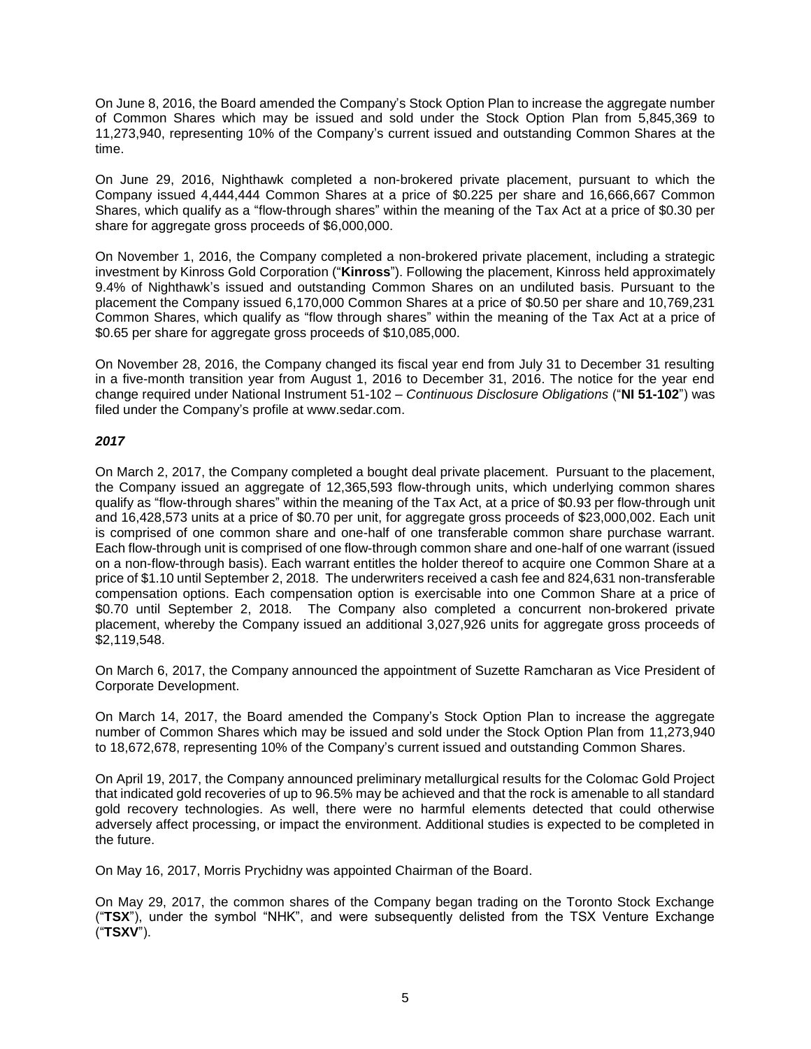On June 8, 2016, the Board amended the Company's Stock Option Plan to increase the aggregate number of Common Shares which may be issued and sold under the Stock Option Plan from 5,845,369 to 11,273,940, representing 10% of the Company's current issued and outstanding Common Shares at the time.

On June 29, 2016, Nighthawk completed a non-brokered private placement, pursuant to which the Company issued 4,444,444 Common Shares at a price of $0.225 per share and 16,666,667 Common Shares, which qualify as a "flow-through shares" within the meaning of the Tax Act at a price of $0.30 per share for aggregate gross proceeds of $6,000,000.

On November 1, 2016, the Company completed a non-brokered private placement, including a strategic investment by Kinross Gold Corporation ("**Kinross**"). Following the placement, Kinross held approximately 9.4% of Nighthawk's issued and outstanding Common Shares on an undiluted basis. Pursuant to the placement the Company issued 6,170,000 Common Shares at a price of $0.50 per share and 10,769,231 Common Shares, which qualify as "flow through shares" within the meaning of the Tax Act at a price of $0.65 per share for aggregate gross proceeds of $10,085,000.

On November 28, 2016, the Company changed its fiscal year end from July 31 to December 31 resulting in a five-month transition year from August 1, 2016 to December 31, 2016. The notice for the year end change required under National Instrument 51-102 – *Continuous Disclosure Obligations* ("**NI 51-102**") was filed under the Company's profile at www.sedar.com.

***2017***

On March 2, 2017, the Company completed a bought deal private placement. Pursuant to the placement, the Company issued an aggregate of 12,365,593 flow-through units, which underlying common shares qualify as "flow-through shares" within the meaning of the Tax Act, at a price of $0.93 per flow-through unit and 16,428,573 units at a price of $0.70 per unit, for aggregate gross proceeds of $23,000,002. Each unit is comprised of one common share and one-half of one transferable common share purchase warrant. Each flow-through unit is comprised of one flow-through common share and one-half of one warrant (issued on a non-flow-through basis). Each warrant entitles the holder thereof to acquire one Common Share at a price of $1.10 until September 2, 2018. The underwriters received a cash fee and 824,631 non-transferable compensation options. Each compensation option is exercisable into one Common Share at a price of $0.70 until September 2, 2018. The Company also completed a concurrent non-brokered private placement, whereby the Company issued an additional 3,027,926 units for aggregate gross proceeds of $2,119,548.

On March 6, 2017, the Company announced the appointment of Suzette Ramcharan as Vice President of Corporate Development.

On March 14, 2017, the Board amended the Company's Stock Option Plan to increase the aggregate number of Common Shares which may be issued and sold under the Stock Option Plan from 11,273,940 to 18,672,678, representing 10% of the Company's current issued and outstanding Common Shares.

On April 19, 2017, the Company announced preliminary metallurgical results for the Colomac Gold Project that indicated gold recoveries of up to 96.5% may be achieved and that the rock is amenable to all standard gold recovery technologies. As well, there were no harmful elements detected that could otherwise adversely affect processing, or impact the environment. Additional studies is expected to be completed in the future.

On May 16, 2017, Morris Prychidny was appointed Chairman of the Board.

On May 29, 2017, the common shares of the Company began trading on the Toronto Stock Exchange ("**TSX**"), under the symbol "NHK", and were subsequently delisted from the TSX Venture Exchange ("**TSXV**").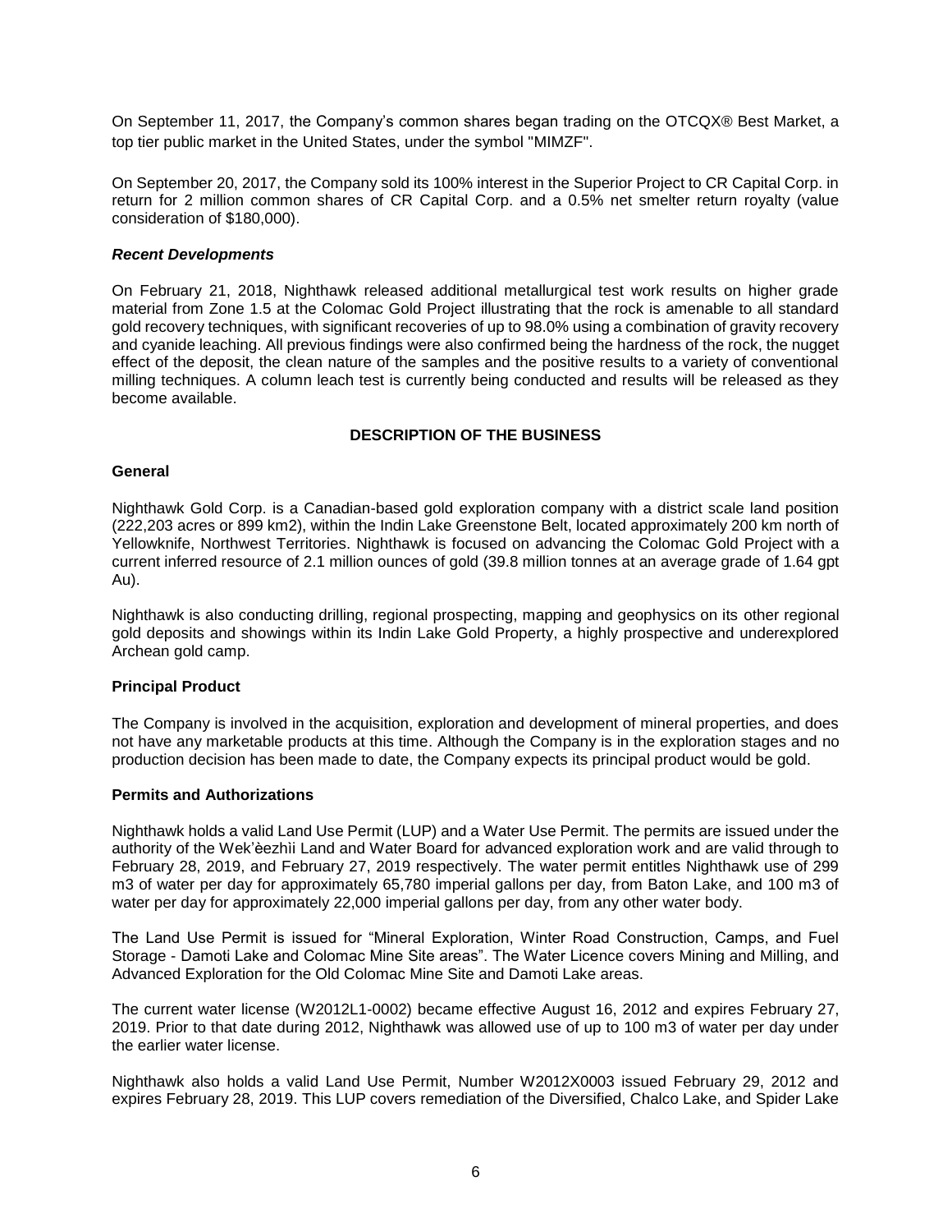On September 11, 2017, the Company's common shares began trading on the OTCQX® Best Market, a top tier public market in the United States, under the symbol "MIMZF".

On September 20, 2017, the Company sold its 100% interest in the Superior Project to CR Capital Corp. in return for 2 million common shares of CR Capital Corp. and a 0.5% net smelter return royalty (value consideration of $180,000).

### *Recent Developments*

On February 21, 2018, Nighthawk released additional metallurgical test work results on higher grade material from Zone 1.5 at the Colomac Gold Project illustrating that the rock is amenable to all standard gold recovery techniques, with significant recoveries of up to 98.0% using a combination of gravity recovery and cyanide leaching. All previous findings were also confirmed being the hardness of the rock, the nugget effect of the deposit, the clean nature of the samples and the positive results to a variety of conventional milling techniques. A column leach test is currently being conducted and results will be released as they become available.

## DESCRIPTION OF THE BUSINESS

### General

Nighthawk Gold Corp. is a Canadian-based gold exploration company with a district scale land position (222,203 acres or 899 km2), within the Indin Lake Greenstone Belt, located approximately 200 km north of Yellowknife, Northwest Territories. Nighthawk is focused on advancing the Colomac Gold Project with a current inferred resource of 2.1 million ounces of gold (39.8 million tonnes at an average grade of 1.64 gpt Au).

Nighthawk is also conducting drilling, regional prospecting, mapping and geophysics on its other regional gold deposits and showings within its Indin Lake Gold Property, a highly prospective and underexplored Archean gold camp.

### Principal Product

The Company is involved in the acquisition, exploration and development of mineral properties, and does not have any marketable products at this time. Although the Company is in the exploration stages and no production decision has been made to date, the Company expects its principal product would be gold.

### Permits and Authorizations

Nighthawk holds a valid Land Use Permit (LUP) and a Water Use Permit. The permits are issued under the authority of the Wek'èezhìi Land and Water Board for advanced exploration work and are valid through to February 28, 2019, and February 27, 2019 respectively. The water permit entitles Nighthawk use of 299 m3 of water per day for approximately 65,780 imperial gallons per day, from Baton Lake, and 100 m3 of water per day for approximately 22,000 imperial gallons per day, from any other water body.

The Land Use Permit is issued for "Mineral Exploration, Winter Road Construction, Camps, and Fuel Storage - Damoti Lake and Colomac Mine Site areas". The Water Licence covers Mining and Milling, and Advanced Exploration for the Old Colomac Mine Site and Damoti Lake areas.

The current water license (W2012L1-0002) became effective August 16, 2012 and expires February 27, 2019. Prior to that date during 2012, Nighthawk was allowed use of up to 100 m3 of water per day under the earlier water license.

Nighthawk also holds a valid Land Use Permit, Number W2012X0003 issued February 29, 2012 and expires February 28, 2019. This LUP covers remediation of the Diversified, Chalco Lake, and Spider Lake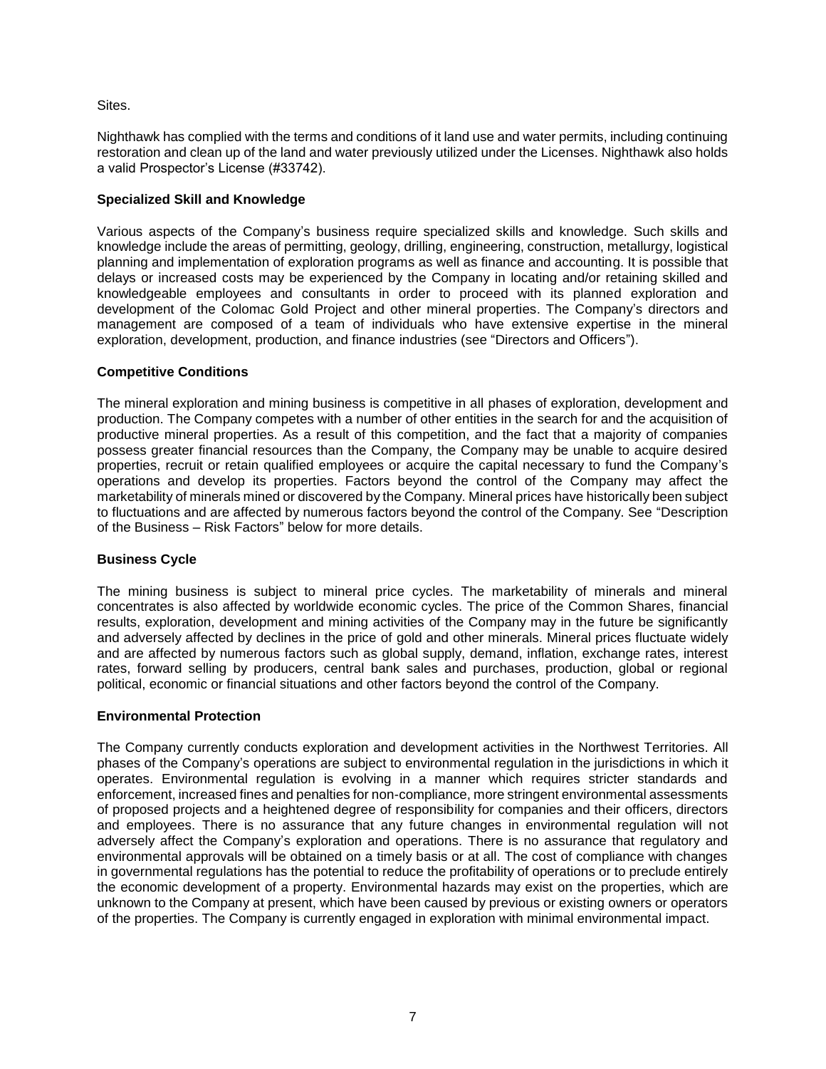Sites.

Nighthawk has complied with the terms and conditions of it land use and water permits, including continuing restoration and clean up of the land and water previously utilized under the Licenses. Nighthawk also holds a valid Prospector's License (#33742).

**Specialized Skill and Knowledge**

Various aspects of the Company's business require specialized skills and knowledge. Such skills and knowledge include the areas of permitting, geology, drilling, engineering, construction, metallurgy, logistical planning and implementation of exploration programs as well as finance and accounting. It is possible that delays or increased costs may be experienced by the Company in locating and/or retaining skilled and knowledgeable employees and consultants in order to proceed with its planned exploration and development of the Colomac Gold Project and other mineral properties. The Company's directors and management are composed of a team of individuals who have extensive expertise in the mineral exploration, development, production, and finance industries (see "Directors and Officers").

**Competitive Conditions**

The mineral exploration and mining business is competitive in all phases of exploration, development and production. The Company competes with a number of other entities in the search for and the acquisition of productive mineral properties. As a result of this competition, and the fact that a majority of companies possess greater financial resources than the Company, the Company may be unable to acquire desired properties, recruit or retain qualified employees or acquire the capital necessary to fund the Company's operations and develop its properties. Factors beyond the control of the Company may affect the marketability of minerals mined or discovered by the Company. Mineral prices have historically been subject to fluctuations and are affected by numerous factors beyond the control of the Company. See "Description of the Business – Risk Factors" below for more details.

**Business Cycle**

The mining business is subject to mineral price cycles. The marketability of minerals and mineral concentrates is also affected by worldwide economic cycles. The price of the Common Shares, financial results, exploration, development and mining activities of the Company may in the future be significantly and adversely affected by declines in the price of gold and other minerals. Mineral prices fluctuate widely and are affected by numerous factors such as global supply, demand, inflation, exchange rates, interest rates, forward selling by producers, central bank sales and purchases, production, global or regional political, economic or financial situations and other factors beyond the control of the Company.

**Environmental Protection**

The Company currently conducts exploration and development activities in the Northwest Territories. All phases of the Company's operations are subject to environmental regulation in the jurisdictions in which it operates. Environmental regulation is evolving in a manner which requires stricter standards and enforcement, increased fines and penalties for non-compliance, more stringent environmental assessments of proposed projects and a heightened degree of responsibility for companies and their officers, directors and employees. There is no assurance that any future changes in environmental regulation will not adversely affect the Company's exploration and operations. There is no assurance that regulatory and environmental approvals will be obtained on a timely basis or at all. The cost of compliance with changes in governmental regulations has the potential to reduce the profitability of operations or to preclude entirely the economic development of a property. Environmental hazards may exist on the properties, which are unknown to the Company at present, which have been caused by previous or existing owners or operators of the properties. The Company is currently engaged in exploration with minimal environmental impact.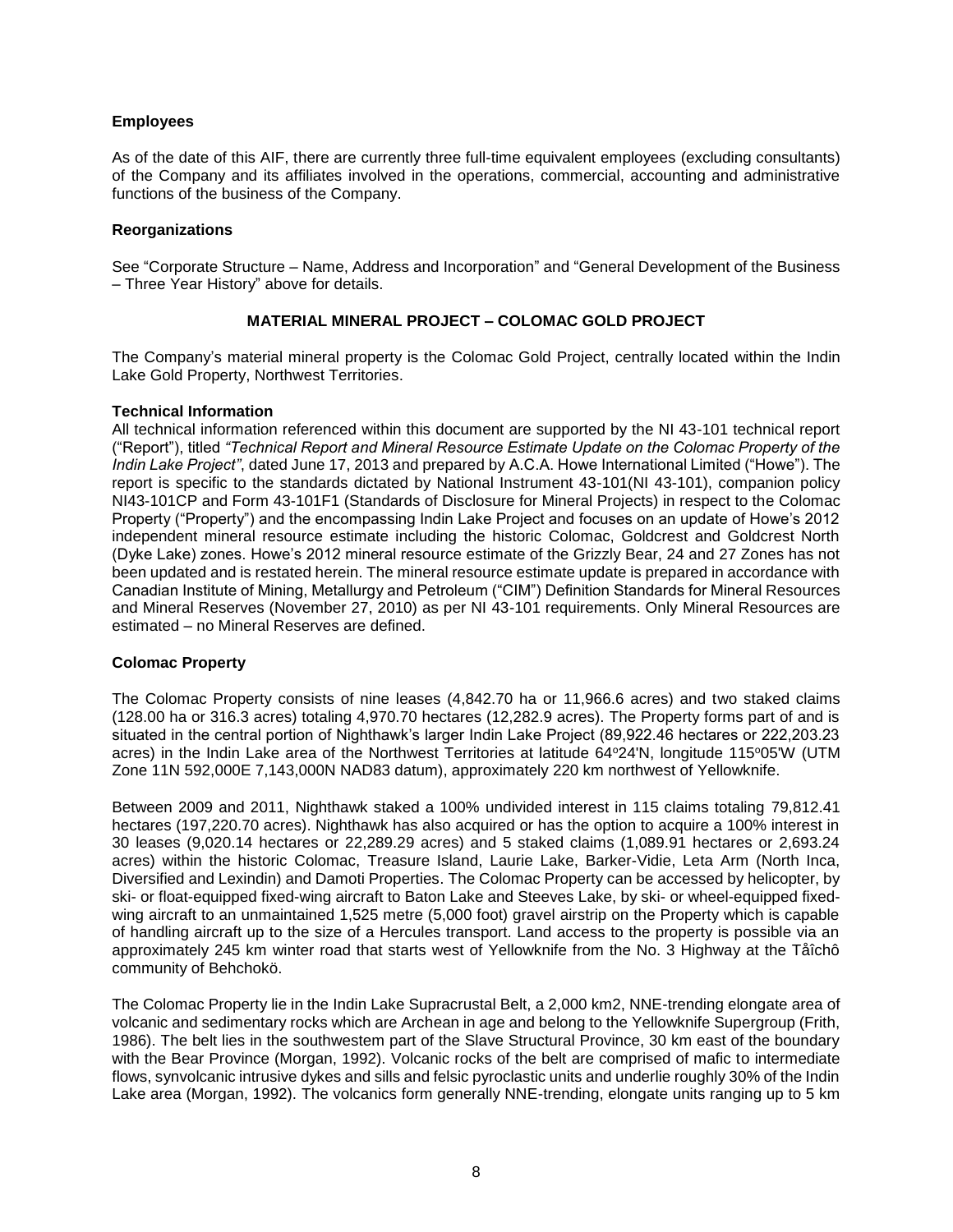### Employees

As of the date of this AIF, there are currently three full-time equivalent employees (excluding consultants) of the Company and its affiliates involved in the operations, commercial, accounting and administrative functions of the business of the Company.

### Reorganizations

See "Corporate Structure – Name, Address and Incorporation" and "General Development of the Business – Three Year History" above for details.

## MATERIAL MINERAL PROJECT – COLOMAC GOLD PROJECT

The Company's material mineral property is the Colomac Gold Project, centrally located within the Indin Lake Gold Property, Northwest Territories.

### Technical Information

All technical information referenced within this document are supported by the NI 43-101 technical report ("Report"), titled *"Technical Report and Mineral Resource Estimate Update on the Colomac Property of the Indin Lake Project"*, dated June 17, 2013 and prepared by A.C.A. Howe International Limited ("Howe"). The report is specific to the standards dictated by National Instrument 43-101(NI 43-101), companion policy NI43-101CP and Form 43-101F1 (Standards of Disclosure for Mineral Projects) in respect to the Colomac Property ("Property") and the encompassing Indin Lake Project and focuses on an update of Howe's 2012 independent mineral resource estimate including the historic Colomac, Goldcrest and Goldcrest North (Dyke Lake) zones. Howe's 2012 mineral resource estimate of the Grizzly Bear, 24 and 27 Zones has not been updated and is restated herein. The mineral resource estimate update is prepared in accordance with Canadian Institute of Mining, Metallurgy and Petroleum ("CIM") Definition Standards for Mineral Resources and Mineral Reserves (November 27, 2010) as per NI 43-101 requirements. Only Mineral Resources are estimated – no Mineral Reserves are defined.

### Colomac Property

The Colomac Property consists of nine leases (4,842.70 ha or 11,966.6 acres) and two staked claims (128.00 ha or 316.3 acres) totaling 4,970.70 hectares (12,282.9 acres). The Property forms part of and is situated in the central portion of Nighthawk's larger Indin Lake Project (89,922.46 hectares or 222,203.23 acres) in the Indin Lake area of the Northwest Territories at latitude 64°24'N, longitude 115°05'W (UTM Zone 11N 592,000E 7,143,000N NAD83 datum), approximately 220 km northwest of Yellowknife.

Between 2009 and 2011, Nighthawk staked a 100% undivided interest in 115 claims totaling 79,812.41 hectares (197,220.70 acres). Nighthawk has also acquired or has the option to acquire a 100% interest in 30 leases (9,020.14 hectares or 22,289.29 acres) and 5 staked claims (1,089.91 hectares or 2,693.24 acres) within the historic Colomac, Treasure Island, Laurie Lake, Barker-Vidie, Leta Arm (North Inca, Diversified and Lexindin) and Damoti Properties. The Colomac Property can be accessed by helicopter, by ski- or float-equipped fixed-wing aircraft to Baton Lake and Steeves Lake, by ski- or wheel-equipped fixed-wing aircraft to an unmaintained 1,525 metre (5,000 foot) gravel airstrip on the Property which is capable of handling aircraft up to the size of a Hercules transport. Land access to the property is possible via an approximately 245 km winter road that starts west of Yellowknife from the No. 3 Highway at the Tåîchô community of Behchokö.

The Colomac Property lie in the Indin Lake Supracrustal Belt, a 2,000 km2, NNE-trending elongate area of volcanic and sedimentary rocks which are Archean in age and belong to the Yellowknife Supergroup (Frith, 1986). The belt lies in the southwestern part of the Slave Structural Province, 30 km east of the boundary with the Bear Province (Morgan, 1992). Volcanic rocks of the belt are comprised of mafic to intermediate flows, synvolcanic intrusive dykes and sills and felsic pyroclastic units and underlie roughly 30% of the Indin Lake area (Morgan, 1992). The volcanics form generally NNE-trending, elongate units ranging up to 5 km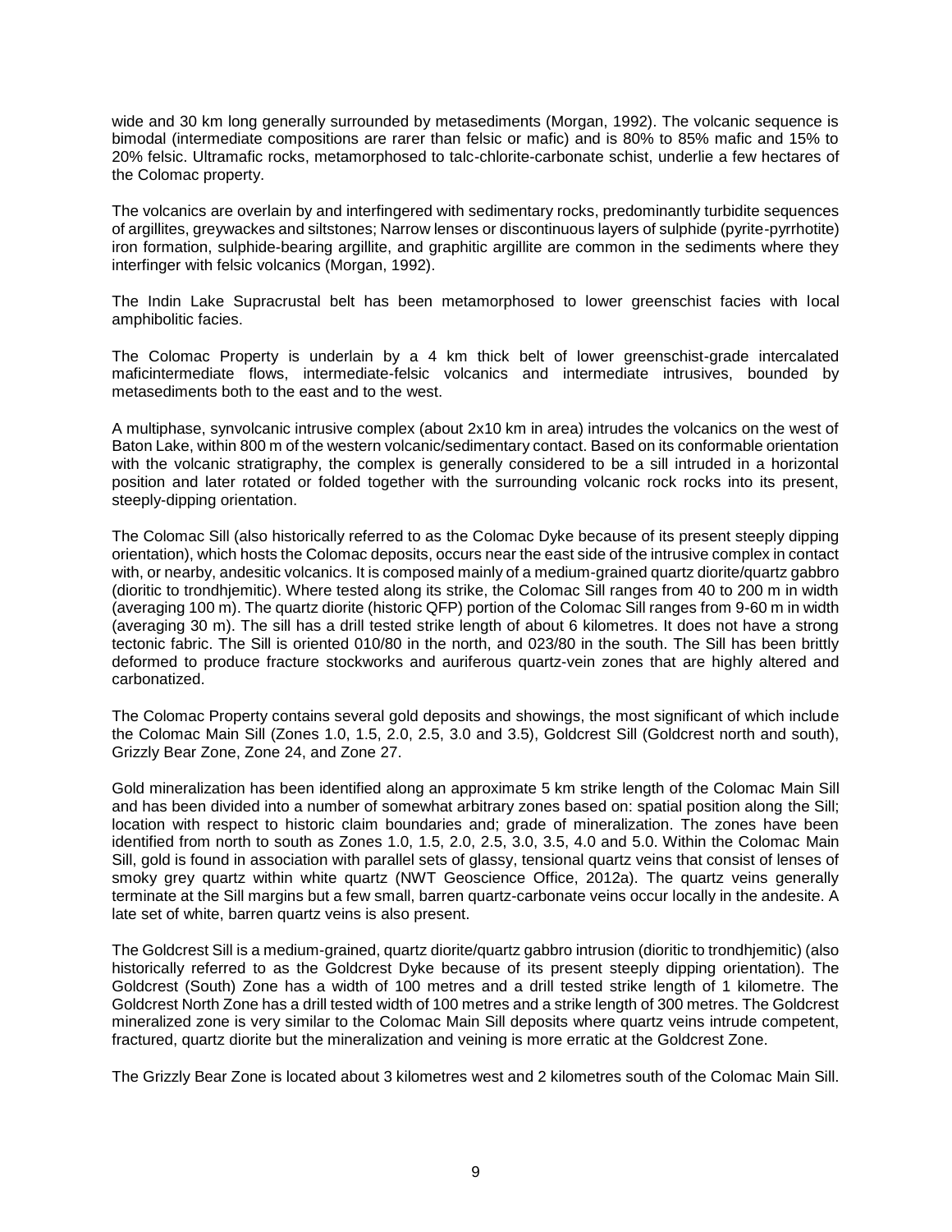wide and 30 km long generally surrounded by metasediments (Morgan, 1992). The volcanic sequence is bimodal (intermediate compositions are rarer than felsic or mafic) and is 80% to 85% mafic and 15% to 20% felsic. Ultramafic rocks, metamorphosed to talc-chlorite-carbonate schist, underlie a few hectares of the Colomac property.

The volcanics are overlain by and interfingered with sedimentary rocks, predominantly turbidite sequences of argillites, greywackes and siltstones; Narrow lenses or discontinuous layers of sulphide (pyrite-pyrrhotite) iron formation, sulphide-bearing argillite, and graphitic argillite are common in the sediments where they interfinger with felsic volcanics (Morgan, 1992).

The Indin Lake Supracrustal belt has been metamorphosed to lower greenschist facies with local amphibolitic facies.

The Colomac Property is underlain by a 4 km thick belt of lower greenschist-grade intercalated maficintermediate flows, intermediate-felsic volcanics and intermediate intrusives, bounded by metasediments both to the east and to the west.

A multiphase, synvolcanic intrusive complex (about 2x10 km in area) intrudes the volcanics on the west of Baton Lake, within 800 m of the western volcanic/sedimentary contact. Based on its conformable orientation with the volcanic stratigraphy, the complex is generally considered to be a sill intruded in a horizontal position and later rotated or folded together with the surrounding volcanic rock rocks into its present, steeply-dipping orientation.

The Colomac Sill (also historically referred to as the Colomac Dyke because of its present steeply dipping orientation), which hosts the Colomac deposits, occurs near the east side of the intrusive complex in contact with, or nearby, andesitic volcanics. It is composed mainly of a medium-grained quartz diorite/quartz gabbro (dioritic to trondhjemitic). Where tested along its strike, the Colomac Sill ranges from 40 to 200 m in width (averaging 100 m). The quartz diorite (historic QFP) portion of the Colomac Sill ranges from 9-60 m in width (averaging 30 m). The sill has a drill tested strike length of about 6 kilometres. It does not have a strong tectonic fabric. The Sill is oriented 010/80 in the north, and 023/80 in the south. The Sill has been brittly deformed to produce fracture stockworks and auriferous quartz-vein zones that are highly altered and carbonatized.

The Colomac Property contains several gold deposits and showings, the most significant of which include the Colomac Main Sill (Zones 1.0, 1.5, 2.0, 2.5, 3.0 and 3.5), Goldcrest Sill (Goldcrest north and south), Grizzly Bear Zone, Zone 24, and Zone 27.

Gold mineralization has been identified along an approximate 5 km strike length of the Colomac Main Sill and has been divided into a number of somewhat arbitrary zones based on: spatial position along the Sill; location with respect to historic claim boundaries and; grade of mineralization. The zones have been identified from north to south as Zones 1.0, 1.5, 2.0, 2.5, 3.0, 3.5, 4.0 and 5.0. Within the Colomac Main Sill, gold is found in association with parallel sets of glassy, tensional quartz veins that consist of lenses of smoky grey quartz within white quartz (NWT Geoscience Office, 2012a). The quartz veins generally terminate at the Sill margins but a few small, barren quartz-carbonate veins occur locally in the andesite. A late set of white, barren quartz veins is also present.

The Goldcrest Sill is a medium-grained, quartz diorite/quartz gabbro intrusion (dioritic to trondhjemitic) (also historically referred to as the Goldcrest Dyke because of its present steeply dipping orientation). The Goldcrest (South) Zone has a width of 100 metres and a drill tested strike length of 1 kilometre. The Goldcrest North Zone has a drill tested width of 100 metres and a strike length of 300 metres. The Goldcrest mineralized zone is very similar to the Colomac Main Sill deposits where quartz veins intrude competent, fractured, quartz diorite but the mineralization and veining is more erratic at the Goldcrest Zone.

The Grizzly Bear Zone is located about 3 kilometres west and 2 kilometres south of the Colomac Main Sill.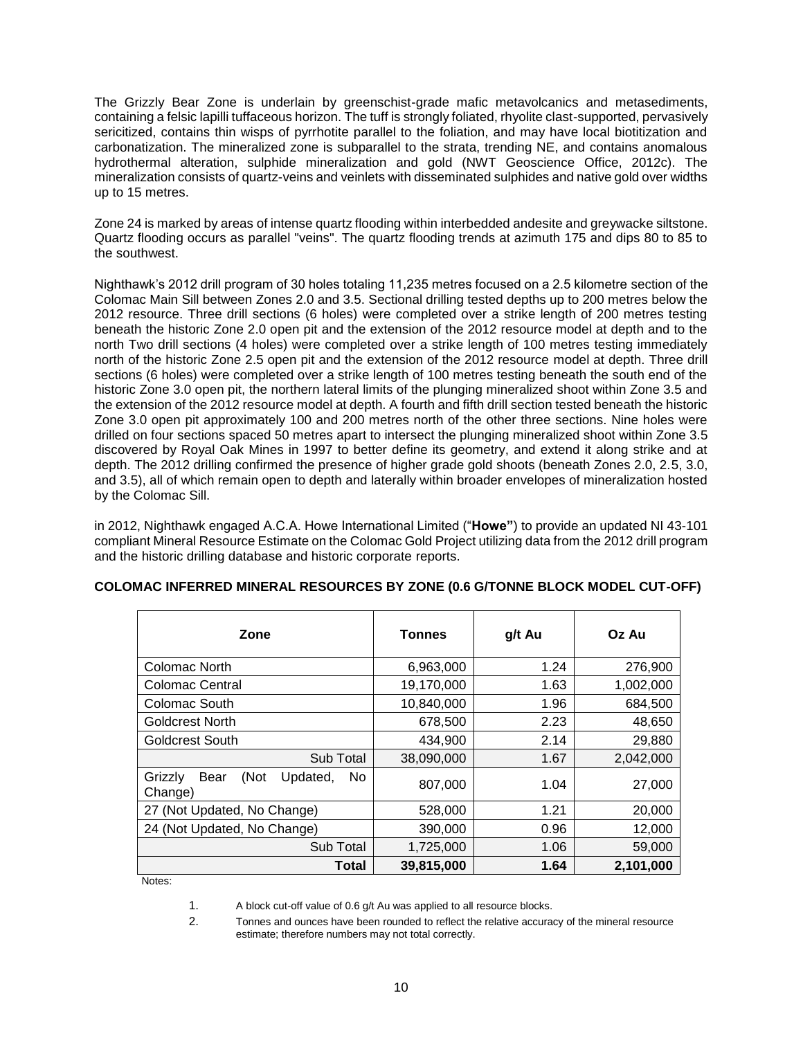The Grizzly Bear Zone is underlain by greenschist-grade mafic metavolcanics and metasediments, containing a felsic lapilli tuffaceous horizon. The tuff is strongly foliated, rhyolite clast-supported, pervasively sericitized, contains thin wisps of pyrrhotite parallel to the foliation, and may have local biotitization and carbonatization. The mineralized zone is subparallel to the strata, trending NE, and contains anomalous hydrothermal alteration, sulphide mineralization and gold (NWT Geoscience Office, 2012c). The mineralization consists of quartz-veins and veinlets with disseminated sulphides and native gold over widths up to 15 metres.

Zone 24 is marked by areas of intense quartz flooding within interbedded andesite and greywacke siltstone. Quartz flooding occurs as parallel "veins". The quartz flooding trends at azimuth 175 and dips 80 to 85 to the southwest.

Nighthawk's 2012 drill program of 30 holes totaling 11,235 metres focused on a 2.5 kilometre section of the Colomac Main Sill between Zones 2.0 and 3.5. Sectional drilling tested depths up to 200 metres below the 2012 resource. Three drill sections (6 holes) were completed over a strike length of 200 metres testing beneath the historic Zone 2.0 open pit and the extension of the 2012 resource model at depth and to the north Two drill sections (4 holes) were completed over a strike length of 100 metres testing immediately north of the historic Zone 2.5 open pit and the extension of the 2012 resource model at depth. Three drill sections (6 holes) were completed over a strike length of 100 metres testing beneath the south end of the historic Zone 3.0 open pit, the northern lateral limits of the plunging mineralized shoot within Zone 3.5 and the extension of the 2012 resource model at depth. A fourth and fifth drill section tested beneath the historic Zone 3.0 open pit approximately 100 and 200 metres north of the other three sections. Nine holes were drilled on four sections spaced 50 metres apart to intersect the plunging mineralized shoot within Zone 3.5 discovered by Royal Oak Mines in 1997 to better define its geometry, and extend it along strike and at depth. The 2012 drilling confirmed the presence of higher grade gold shoots (beneath Zones 2.0, 2.5, 3.0, and 3.5), all of which remain open to depth and laterally within broader envelopes of mineralization hosted by the Colomac Sill.

in 2012, Nighthawk engaged A.C.A. Howe International Limited ("**Howe"**) to provide an updated NI 43-101 compliant Mineral Resource Estimate on the Colomac Gold Project utilizing data from the 2012 drill program and the historic drilling database and historic corporate reports.

**COLOMAC INFERRED MINERAL RESOURCES BY ZONE (0.6 G/TONNE BLOCK MODEL CUT-OFF)**

| Zone | Tonnes | g/t Au | Oz Au |
|---|---|---|---|
| Colomac North | 6,963,000 | 1.24 | 276,900 |
| Colomac Central | 19,170,000 | 1.63 | 1,002,000 |
| Colomac South | 10,840,000 | 1.96 | 684,500 |
| Goldcrest North | 678,500 | 2.23 | 48,650 |
| Goldcrest South | 434,900 | 2.14 | 29,880 |
| Sub Total | 38,090,000 | 1.67 | 2,042,000 |
| Grizzly Bear (Not Updated, No Change) | 807,000 | 1.04 | 27,000 |
| 27 (Not Updated, No Change) | 528,000 | 1.21 | 20,000 |
| 24 (Not Updated, No Change) | 390,000 | 0.96 | 12,000 |
| Sub Total | 1,725,000 | 1.06 | 59,000 |
| **Total** | **39,815,000** | **1.64** | **2,101,000** |

Notes:

1. A block cut-off value of 0.6 g/t Au was applied to all resource blocks.
2. Tonnes and ounces have been rounded to reflect the relative accuracy of the mineral resource estimate; therefore numbers may not total correctly.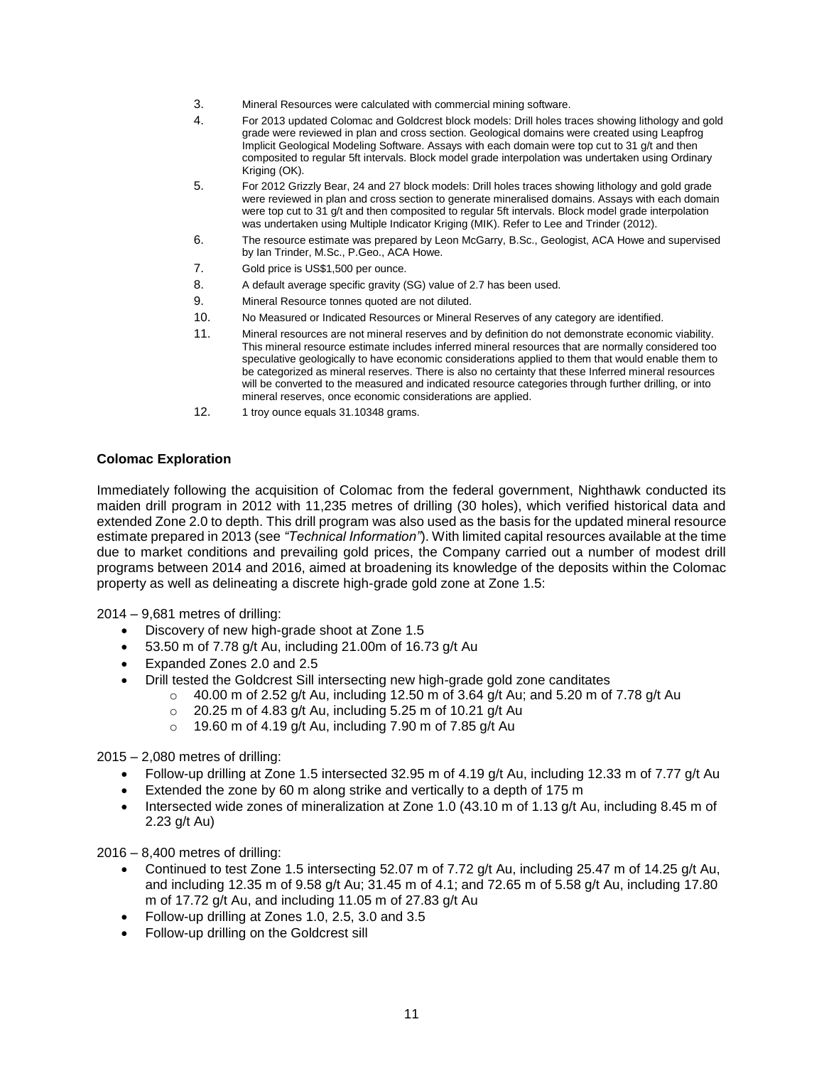3. Mineral Resources were calculated with commercial mining software.
4. For 2013 updated Colomac and Goldcrest block models: Drill holes traces showing lithology and gold grade were reviewed in plan and cross section. Geological domains were created using Leapfrog Implicit Geological Modeling Software. Assays with each domain were top cut to 31 g/t and then composited to regular 5ft intervals. Block model grade interpolation was undertaken using Ordinary Kriging (OK).
5. For 2012 Grizzly Bear, 24 and 27 block models: Drill holes traces showing lithology and gold grade were reviewed in plan and cross section to generate mineralised domains. Assays with each domain were top cut to 31 g/t and then composited to regular 5ft intervals. Block model grade interpolation was undertaken using Multiple Indicator Kriging (MIK). Refer to Lee and Trinder (2012).
6. The resource estimate was prepared by Leon McGarry, B.Sc., Geologist, ACA Howe and supervised by Ian Trinder, M.Sc., P.Geo., ACA Howe.
7. Gold price is US$1,500 per ounce.
8. A default average specific gravity (SG) value of 2.7 has been used.
9. Mineral Resource tonnes quoted are not diluted.
10. No Measured or Indicated Resources or Mineral Reserves of any category are identified.
11. Mineral resources are not mineral reserves and by definition do not demonstrate economic viability. This mineral resource estimate includes inferred mineral resources that are normally considered too speculative geologically to have economic considerations applied to them that would enable them to be categorized as mineral reserves. There is also no certainty that these Inferred mineral resources will be converted to the measured and indicated resource categories through further drilling, or into mineral reserves, once economic considerations are applied.
12. 1 troy ounce equals 31.10348 grams.

**Colomac Exploration**

Immediately following the acquisition of Colomac from the federal government, Nighthawk conducted its maiden drill program in 2012 with 11,235 metres of drilling (30 holes), which verified historical data and extended Zone 2.0 to depth. This drill program was also used as the basis for the updated mineral resource estimate prepared in 2013 (see *"Technical Information"*). With limited capital resources available at the time due to market conditions and prevailing gold prices, the Company carried out a number of modest drill programs between 2014 and 2016, aimed at broadening its knowledge of the deposits within the Colomac property as well as delineating a discrete high-grade gold zone at Zone 1.5:

2014 – 9,681 metres of drilling:

- Discovery of new high-grade shoot at Zone 1.5
- 53.50 m of 7.78 g/t Au, including 21.00m of 16.73 g/t Au
- Expanded Zones 2.0 and 2.5
- Drill tested the Goldcrest Sill intersecting new high-grade gold zone canditates
  - 40.00 m of 2.52 g/t Au, including 12.50 m of 3.64 g/t Au; and 5.20 m of 7.78 g/t Au
  - 20.25 m of 4.83 g/t Au, including 5.25 m of 10.21 g/t Au
  - 19.60 m of 4.19 g/t Au, including 7.90 m of 7.85 g/t Au

2015 – 2,080 metres of drilling:

- Follow-up drilling at Zone 1.5 intersected 32.95 m of 4.19 g/t Au, including 12.33 m of 7.77 g/t Au
- Extended the zone by 60 m along strike and vertically to a depth of 175 m
- Intersected wide zones of mineralization at Zone 1.0 (43.10 m of 1.13 g/t Au, including 8.45 m of 2.23 g/t Au)

2016 – 8,400 metres of drilling:

- Continued to test Zone 1.5 intersecting 52.07 m of 7.72 g/t Au, including 25.47 m of 14.25 g/t Au, and including 12.35 m of 9.58 g/t Au; 31.45 m of 4.1; and 72.65 m of 5.58 g/t Au, including 17.80 m of 17.72 g/t Au, and including 11.05 m of 27.83 g/t Au
- Follow-up drilling at Zones 1.0, 2.5, 3.0 and 3.5
- Follow-up drilling on the Goldcrest sill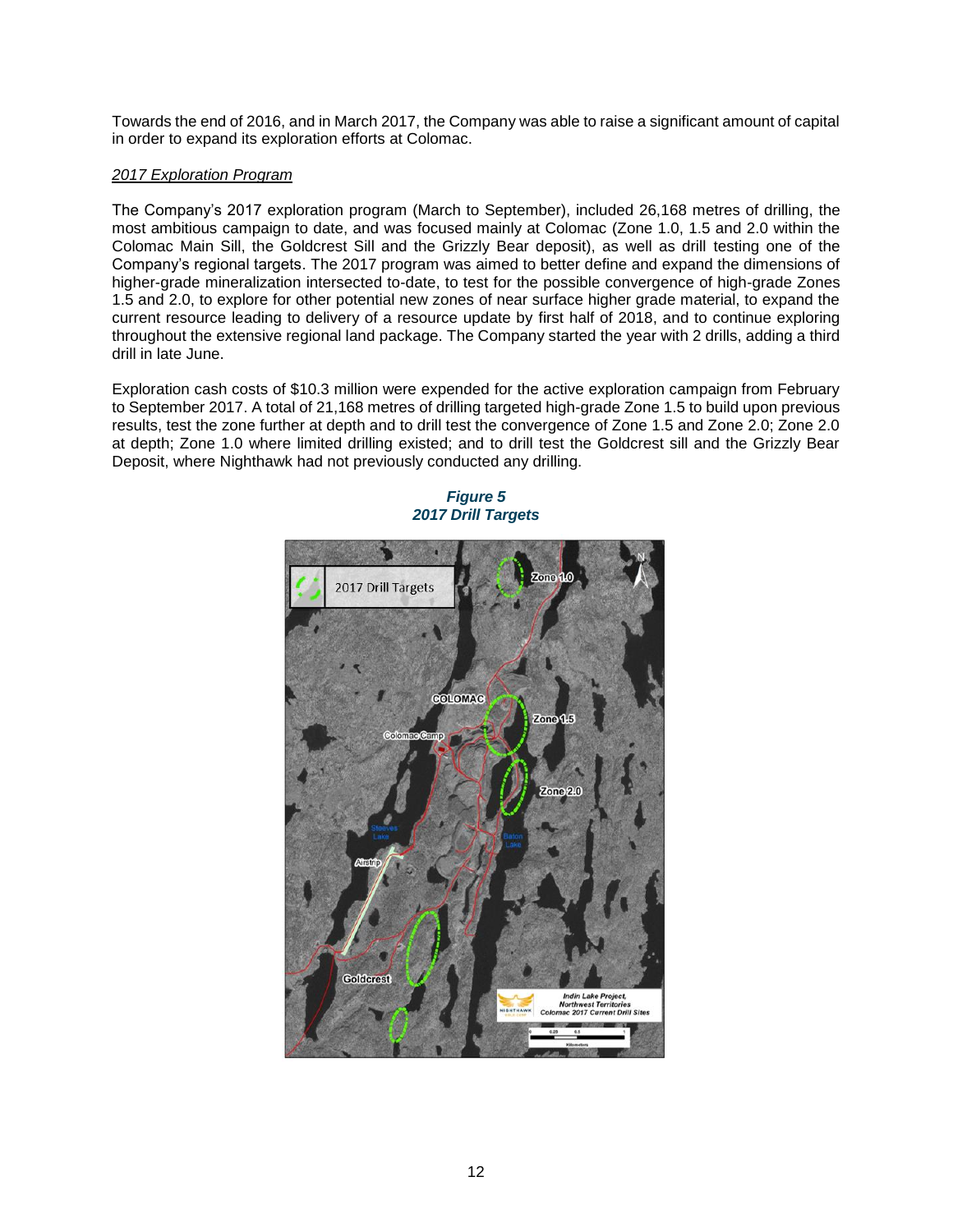Towards the end of 2016, and in March 2017, the Company was able to raise a significant amount of capital in order to expand its exploration efforts at Colomac.

*2017 Exploration Program*

The Company's 2017 exploration program (March to September), included 26,168 metres of drilling, the most ambitious campaign to date, and was focused mainly at Colomac (Zone 1.0, 1.5 and 2.0 within the Colomac Main Sill, the Goldcrest Sill and the Grizzly Bear deposit), as well as drill testing one of the Company's regional targets. The 2017 program was aimed to better define and expand the dimensions of higher-grade mineralization intersected to-date, to test for the possible convergence of high-grade Zones 1.5 and 2.0, to explore for other potential new zones of near surface higher grade material, to expand the current resource leading to delivery of a resource update by first half of 2018, and to continue exploring throughout the extensive regional land package. The Company started the year with 2 drills, adding a third drill in late June.

Exploration cash costs of $10.3 million were expended for the active exploration campaign from February to September 2017. A total of 21,168 metres of drilling targeted high-grade Zone 1.5 to build upon previous results, test the zone further at depth and to drill test the convergence of Zone 1.5 and Zone 2.0; Zone 2.0 at depth; Zone 1.0 where limited drilling existed; and to drill test the Goldcrest sill and the Grizzly Bear Deposit, where Nighthawk had not previously conducted any drilling.

***Figure 5***
***2017 Drill Targets***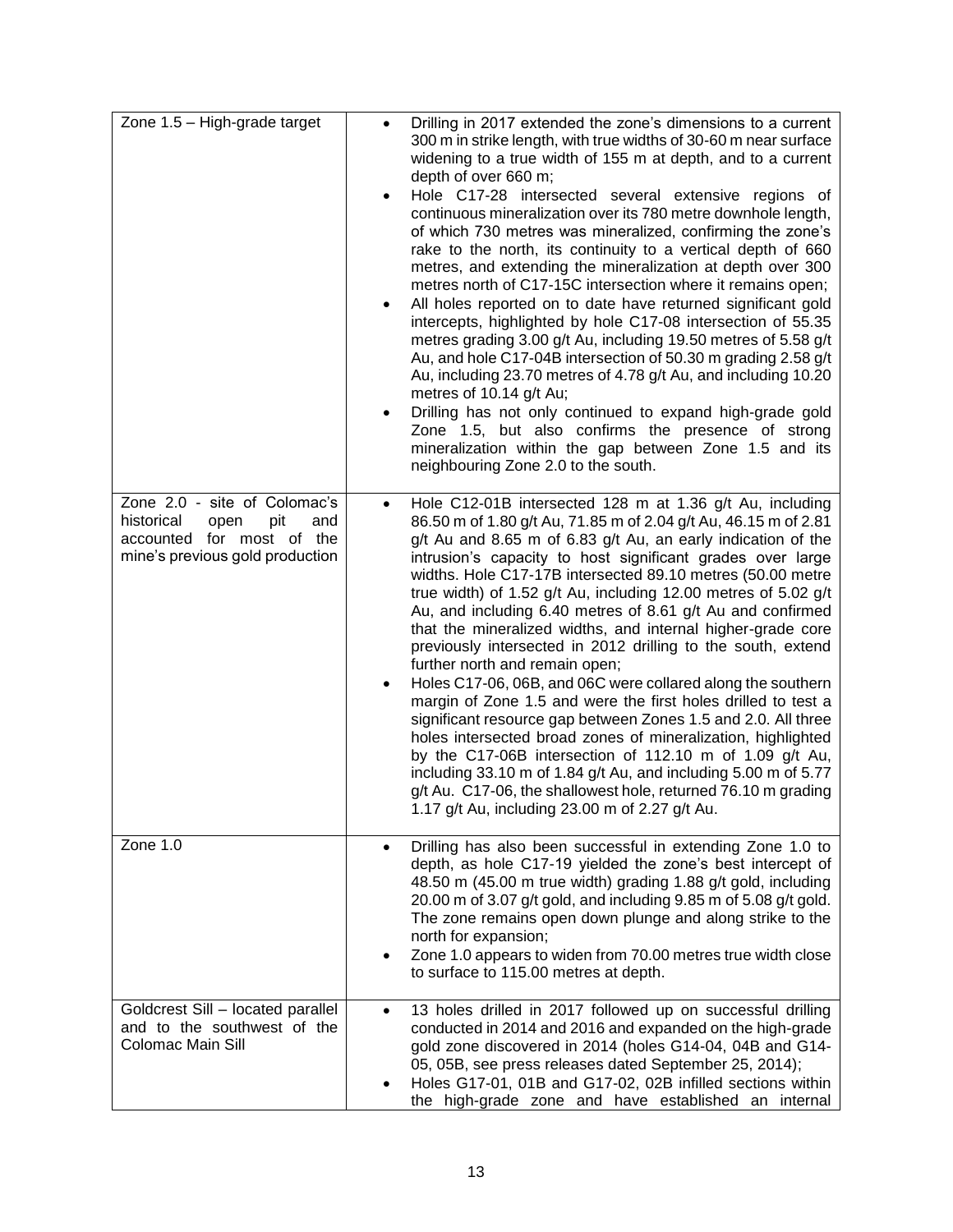| | |
|---|---|
| Zone 1.5 – High-grade target | • Drilling in 2017 extended the zone's dimensions to a current 300 m in strike length, with true widths of 30-60 m near surface widening to a true width of 155 m at depth, and to a current depth of over 660 m;<br>• Hole C17-28 intersected several extensive regions of continuous mineralization over its 780 metre downhole length, of which 730 metres was mineralized, confirming the zone's rake to the north, its continuity to a vertical depth of 660 metres, and extending the mineralization at depth over 300 metres north of C17-15C intersection where it remains open;<br>• All holes reported on to date have returned significant gold intercepts, highlighted by hole C17-08 intersection of 55.35 metres grading 3.00 g/t Au, including 19.50 metres of 5.58 g/t Au, and hole C17-04B intersection of 50.30 m grading 2.58 g/t Au, including 23.70 metres of 4.78 g/t Au, and including 10.20 metres of 10.14 g/t Au;<br>• Drilling has not only continued to expand high-grade gold Zone 1.5, but also confirms the presence of strong mineralization within the gap between Zone 1.5 and its neighbouring Zone 2.0 to the south. |
| Zone 2.0 - site of Colomac's historical open pit and accounted for most of the mine's previous gold production | • Hole C12-01B intersected 128 m at 1.36 g/t Au, including 86.50 m of 1.80 g/t Au, 71.85 m of 2.04 g/t Au, 46.15 m of 2.81 g/t Au and 8.65 m of 6.83 g/t Au, an early indication of the intrusion's capacity to host significant grades over large widths. Hole C17-17B intersected 89.10 metres (50.00 metre true width) of 1.52 g/t Au, including 12.00 metres of 5.02 g/t Au, and including 6.40 metres of 8.61 g/t Au and confirmed that the mineralized widths, and internal higher-grade core previously intersected in 2012 drilling to the south, extend further north and remain open;<br>• Holes C17-06, 06B, and 06C were collared along the southern margin of Zone 1.5 and were the first holes drilled to test a significant resource gap between Zones 1.5 and 2.0. All three holes intersected broad zones of mineralization, highlighted by the C17-06B intersection of 112.10 m of 1.09 g/t Au, including 33.10 m of 1.84 g/t Au, and including 5.00 m of 5.77 g/t Au. C17-06, the shallowest hole, returned 76.10 m grading 1.17 g/t Au, including 23.00 m of 2.27 g/t Au. |
| Zone 1.0 | • Drilling has also been successful in extending Zone 1.0 to depth, as hole C17-19 yielded the zone's best intercept of 48.50 m (45.00 m true width) grading 1.88 g/t gold, including 20.00 m of 3.07 g/t gold, and including 9.85 m of 5.08 g/t gold. The zone remains open down plunge and along strike to the north for expansion;<br>• Zone 1.0 appears to widen from 70.00 metres true width close to surface to 115.00 metres at depth. |
| Goldcrest Sill – located parallel and to the southwest of the Colomac Main Sill | • 13 holes drilled in 2017 followed up on successful drilling conducted in 2014 and 2016 and expanded on the high-grade gold zone discovered in 2014 (holes G14-04, 04B and G14-05, 05B, see press releases dated September 25, 2014);<br>• Holes G17-01, 01B and G17-02, 02B infilled sections within the high-grade zone and have established an internal |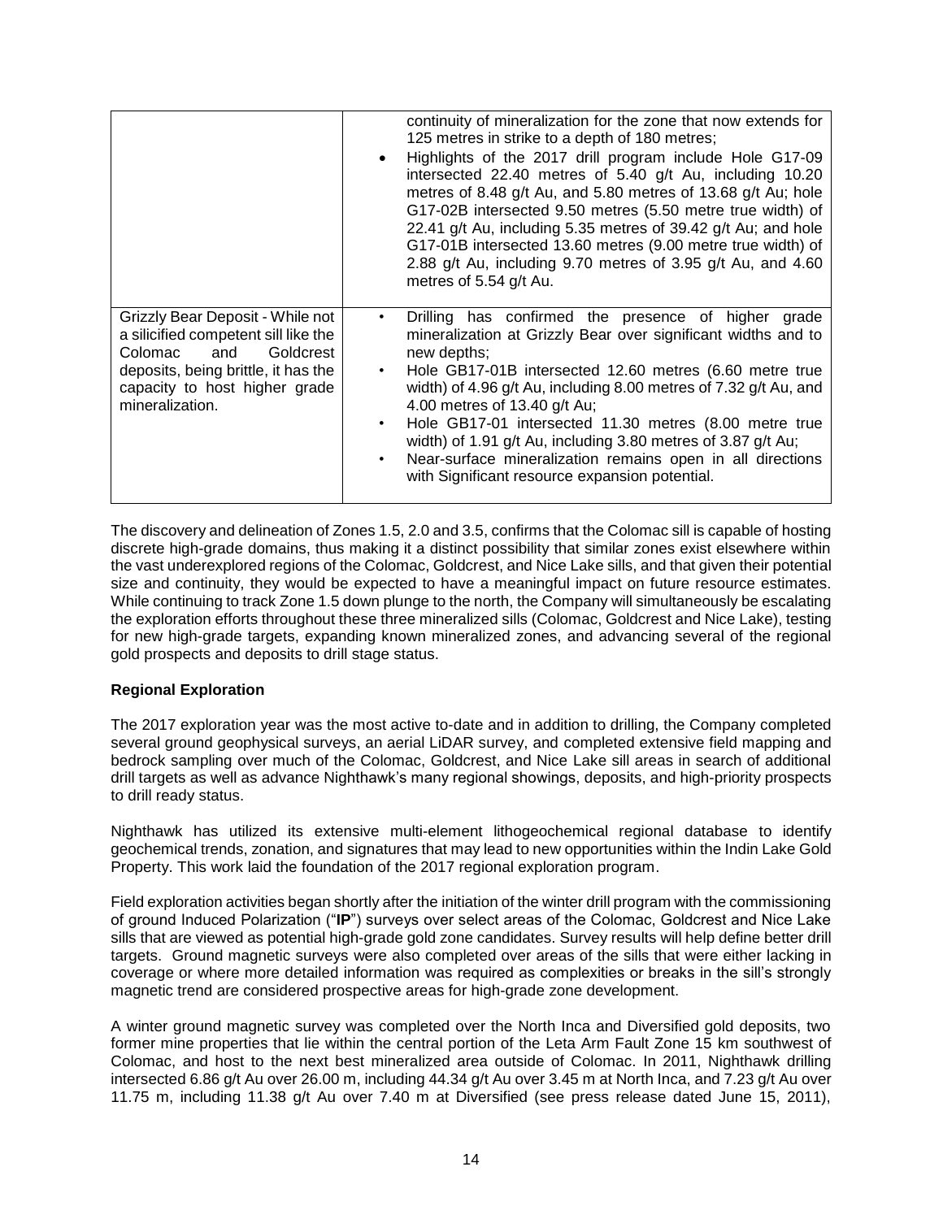| | |
|---|---|
| | continuity of mineralization for the zone that now extends for 125 metres in strike to a depth of 180 metres;<br>• Highlights of the 2017 drill program include Hole G17-09 intersected 22.40 metres of 5.40 g/t Au, including 10.20 metres of 8.48 g/t Au, and 5.80 metres of 13.68 g/t Au; hole G17-02B intersected 9.50 metres (5.50 metre true width) of 22.41 g/t Au, including 5.35 metres of 39.42 g/t Au; and hole G17-01B intersected 13.60 metres (9.00 metre true width) of 2.88 g/t Au, including 9.70 metres of 3.95 g/t Au, and 4.60 metres of 5.54 g/t Au. |
| Grizzly Bear Deposit - While not a silicified competent sill like the Colomac and Goldcrest deposits, being brittle, it has the capacity to host higher grade mineralization. | • Drilling has confirmed the presence of higher grade mineralization at Grizzly Bear over significant widths and to new depths;<br>• Hole GB17-01B intersected 12.60 metres (6.60 metre true width) of 4.96 g/t Au, including 8.00 metres of 7.32 g/t Au, and 4.00 metres of 13.40 g/t Au;<br>• Hole GB17-01 intersected 11.30 metres (8.00 metre true width) of 1.91 g/t Au, including 3.80 metres of 3.87 g/t Au;<br>• Near-surface mineralization remains open in all directions with Significant resource expansion potential. |

The discovery and delineation of Zones 1.5, 2.0 and 3.5, confirms that the Colomac sill is capable of hosting discrete high-grade domains, thus making it a distinct possibility that similar zones exist elsewhere within the vast underexplored regions of the Colomac, Goldcrest, and Nice Lake sills, and that given their potential size and continuity, they would be expected to have a meaningful impact on future resource estimates. While continuing to track Zone 1.5 down plunge to the north, the Company will simultaneously be escalating the exploration efforts throughout these three mineralized sills (Colomac, Goldcrest and Nice Lake), testing for new high-grade targets, expanding known mineralized zones, and advancing several of the regional gold prospects and deposits to drill stage status.

**Regional Exploration**

The 2017 exploration year was the most active to-date and in addition to drilling, the Company completed several ground geophysical surveys, an aerial LiDAR survey, and completed extensive field mapping and bedrock sampling over much of the Colomac, Goldcrest, and Nice Lake sill areas in search of additional drill targets as well as advance Nighthawk's many regional showings, deposits, and high-priority prospects to drill ready status.

Nighthawk has utilized its extensive multi-element lithogeochemical regional database to identify geochemical trends, zonation, and signatures that may lead to new opportunities within the Indin Lake Gold Property. This work laid the foundation of the 2017 regional exploration program.

Field exploration activities began shortly after the initiation of the winter drill program with the commissioning of ground Induced Polarization ("**IP**") surveys over select areas of the Colomac, Goldcrest and Nice Lake sills that are viewed as potential high-grade gold zone candidates. Survey results will help define better drill targets. Ground magnetic surveys were also completed over areas of the sills that were either lacking in coverage or where more detailed information was required as complexities or breaks in the sill's strongly magnetic trend are considered prospective areas for high-grade zone development.

A winter ground magnetic survey was completed over the North Inca and Diversified gold deposits, two former mine properties that lie within the central portion of the Leta Arm Fault Zone 15 km southwest of Colomac, and host to the next best mineralized area outside of Colomac. In 2011, Nighthawk drilling intersected 6.86 g/t Au over 26.00 m, including 44.34 g/t Au over 3.45 m at North Inca, and 7.23 g/t Au over 11.75 m, including 11.38 g/t Au over 7.40 m at Diversified (see press release dated June 15, 2011),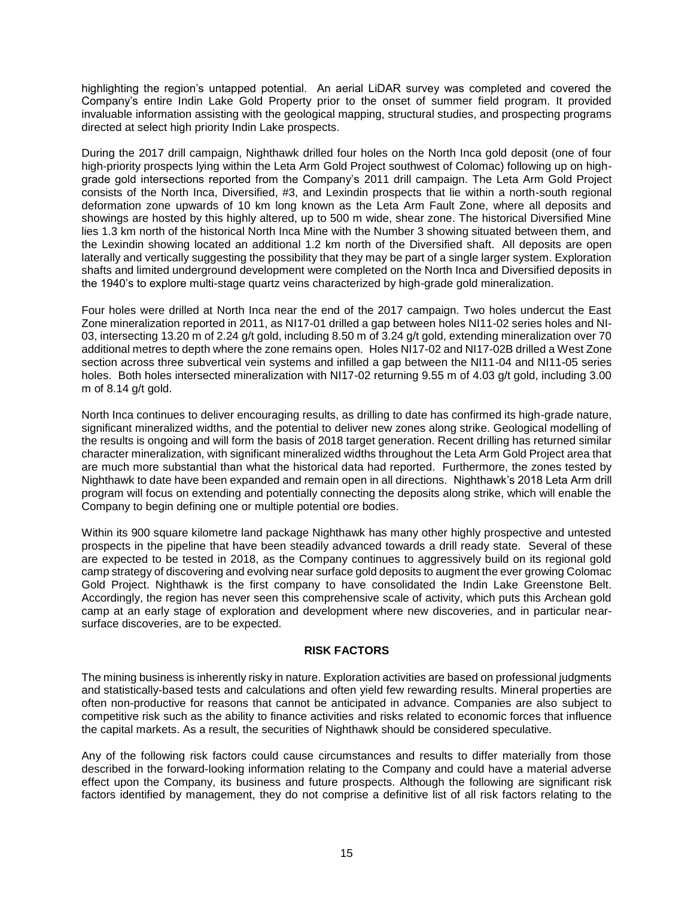highlighting the region's untapped potential. An aerial LiDAR survey was completed and covered the Company's entire Indin Lake Gold Property prior to the onset of summer field program. It provided invaluable information assisting with the geological mapping, structural studies, and prospecting programs directed at select high priority Indin Lake prospects.

During the 2017 drill campaign, Nighthawk drilled four holes on the North Inca gold deposit (one of four high-priority prospects lying within the Leta Arm Gold Project southwest of Colomac) following up on high-grade gold intersections reported from the Company's 2011 drill campaign. The Leta Arm Gold Project consists of the North Inca, Diversified, #3, and Lexindin prospects that lie within a north-south regional deformation zone upwards of 10 km long known as the Leta Arm Fault Zone, where all deposits and showings are hosted by this highly altered, up to 500 m wide, shear zone. The historical Diversified Mine lies 1.3 km north of the historical North Inca Mine with the Number 3 showing situated between them, and the Lexindin showing located an additional 1.2 km north of the Diversified shaft. All deposits are open laterally and vertically suggesting the possibility that they may be part of a single larger system. Exploration shafts and limited underground development were completed on the North Inca and Diversified deposits in the 1940's to explore multi-stage quartz veins characterized by high-grade gold mineralization.

Four holes were drilled at North Inca near the end of the 2017 campaign. Two holes undercut the East Zone mineralization reported in 2011, as NI17-01 drilled a gap between holes NI11-02 series holes and NI-03, intersecting 13.20 m of 2.24 g/t gold, including 8.50 m of 3.24 g/t gold, extending mineralization over 70 additional metres to depth where the zone remains open. Holes NI17-02 and NI17-02B drilled a West Zone section across three subvertical vein systems and infilled a gap between the NI11-04 and NI11-05 series holes. Both holes intersected mineralization with NI17-02 returning 9.55 m of 4.03 g/t gold, including 3.00 m of 8.14 g/t gold.

North Inca continues to deliver encouraging results, as drilling to date has confirmed its high-grade nature, significant mineralized widths, and the potential to deliver new zones along strike. Geological modelling of the results is ongoing and will form the basis of 2018 target generation. Recent drilling has returned similar character mineralization, with significant mineralized widths throughout the Leta Arm Gold Project area that are much more substantial than what the historical data had reported. Furthermore, the zones tested by Nighthawk to date have been expanded and remain open in all directions. Nighthawk's 2018 Leta Arm drill program will focus on extending and potentially connecting the deposits along strike, which will enable the Company to begin defining one or multiple potential ore bodies.

Within its 900 square kilometre land package Nighthawk has many other highly prospective and untested prospects in the pipeline that have been steadily advanced towards a drill ready state. Several of these are expected to be tested in 2018, as the Company continues to aggressively build on its regional gold camp strategy of discovering and evolving near surface gold deposits to augment the ever growing Colomac Gold Project. Nighthawk is the first company to have consolidated the Indin Lake Greenstone Belt. Accordingly, the region has never seen this comprehensive scale of activity, which puts this Archean gold camp at an early stage of exploration and development where new discoveries, and in particular near-surface discoveries, are to be expected.

## RISK FACTORS

The mining business is inherently risky in nature. Exploration activities are based on professional judgments and statistically-based tests and calculations and often yield few rewarding results. Mineral properties are often non-productive for reasons that cannot be anticipated in advance. Companies are also subject to competitive risk such as the ability to finance activities and risks related to economic forces that influence the capital markets. As a result, the securities of Nighthawk should be considered speculative.

Any of the following risk factors could cause circumstances and results to differ materially from those described in the forward-looking information relating to the Company and could have a material adverse effect upon the Company, its business and future prospects. Although the following are significant risk factors identified by management, they do not comprise a definitive list of all risk factors relating to the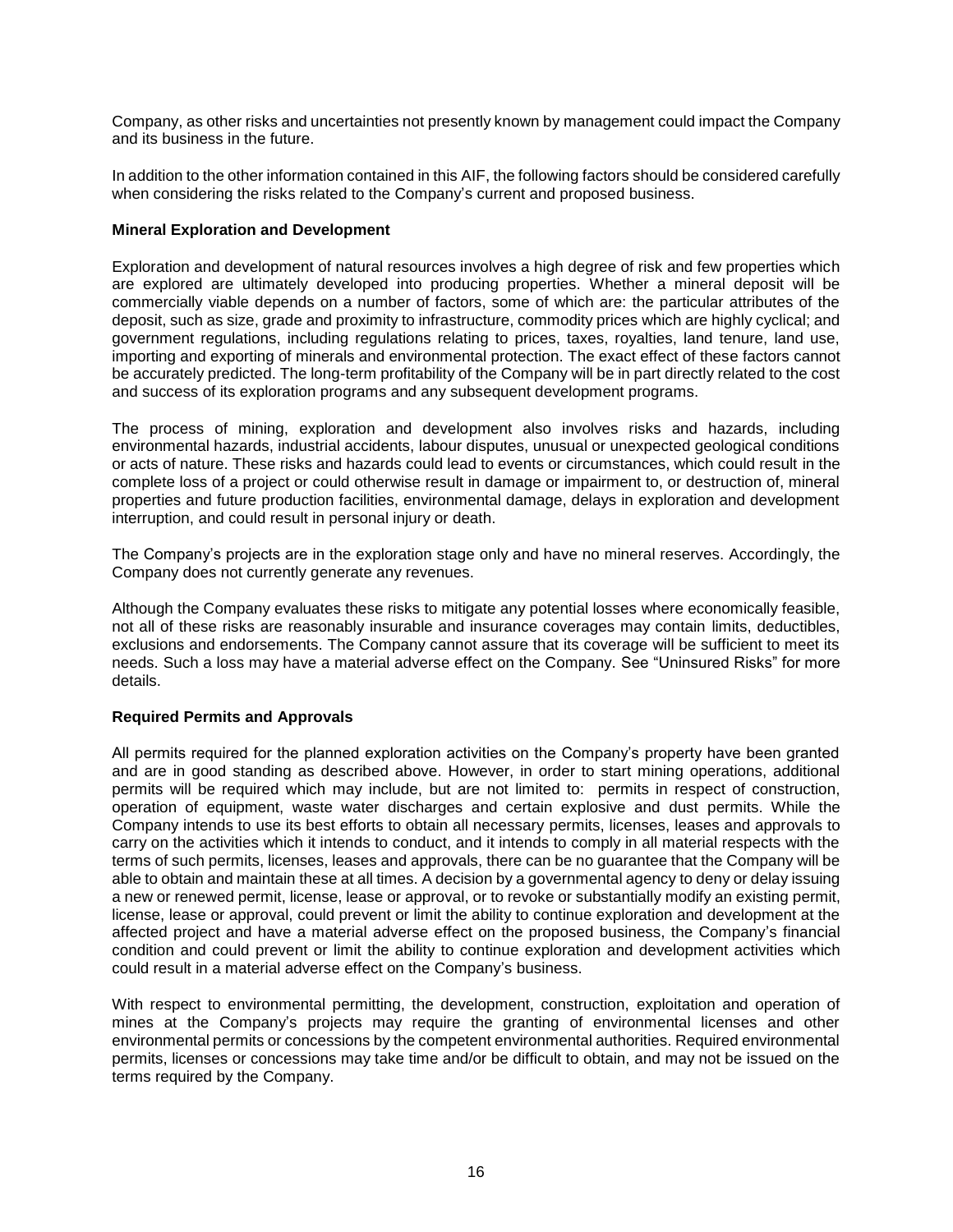Company, as other risks and uncertainties not presently known by management could impact the Company and its business in the future.

In addition to the other information contained in this AIF, the following factors should be considered carefully when considering the risks related to the Company's current and proposed business.

**Mineral Exploration and Development**

Exploration and development of natural resources involves a high degree of risk and few properties which are explored are ultimately developed into producing properties. Whether a mineral deposit will be commercially viable depends on a number of factors, some of which are: the particular attributes of the deposit, such as size, grade and proximity to infrastructure, commodity prices which are highly cyclical; and government regulations, including regulations relating to prices, taxes, royalties, land tenure, land use, importing and exporting of minerals and environmental protection. The exact effect of these factors cannot be accurately predicted. The long-term profitability of the Company will be in part directly related to the cost and success of its exploration programs and any subsequent development programs.

The process of mining, exploration and development also involves risks and hazards, including environmental hazards, industrial accidents, labour disputes, unusual or unexpected geological conditions or acts of nature. These risks and hazards could lead to events or circumstances, which could result in the complete loss of a project or could otherwise result in damage or impairment to, or destruction of, mineral properties and future production facilities, environmental damage, delays in exploration and development interruption, and could result in personal injury or death.

The Company's projects are in the exploration stage only and have no mineral reserves. Accordingly, the Company does not currently generate any revenues.

Although the Company evaluates these risks to mitigate any potential losses where economically feasible, not all of these risks are reasonably insurable and insurance coverages may contain limits, deductibles, exclusions and endorsements. The Company cannot assure that its coverage will be sufficient to meet its needs. Such a loss may have a material adverse effect on the Company. See "Uninsured Risks" for more details.

**Required Permits and Approvals**

All permits required for the planned exploration activities on the Company's property have been granted and are in good standing as described above. However, in order to start mining operations, additional permits will be required which may include, but are not limited to: permits in respect of construction, operation of equipment, waste water discharges and certain explosive and dust permits. While the Company intends to use its best efforts to obtain all necessary permits, licenses, leases and approvals to carry on the activities which it intends to conduct, and it intends to comply in all material respects with the terms of such permits, licenses, leases and approvals, there can be no guarantee that the Company will be able to obtain and maintain these at all times. A decision by a governmental agency to deny or delay issuing a new or renewed permit, license, lease or approval, or to revoke or substantially modify an existing permit, license, lease or approval, could prevent or limit the ability to continue exploration and development at the affected project and have a material adverse effect on the proposed business, the Company's financial condition and could prevent or limit the ability to continue exploration and development activities which could result in a material adverse effect on the Company's business.

With respect to environmental permitting, the development, construction, exploitation and operation of mines at the Company's projects may require the granting of environmental licenses and other environmental permits or concessions by the competent environmental authorities. Required environmental permits, licenses or concessions may take time and/or be difficult to obtain, and may not be issued on the terms required by the Company.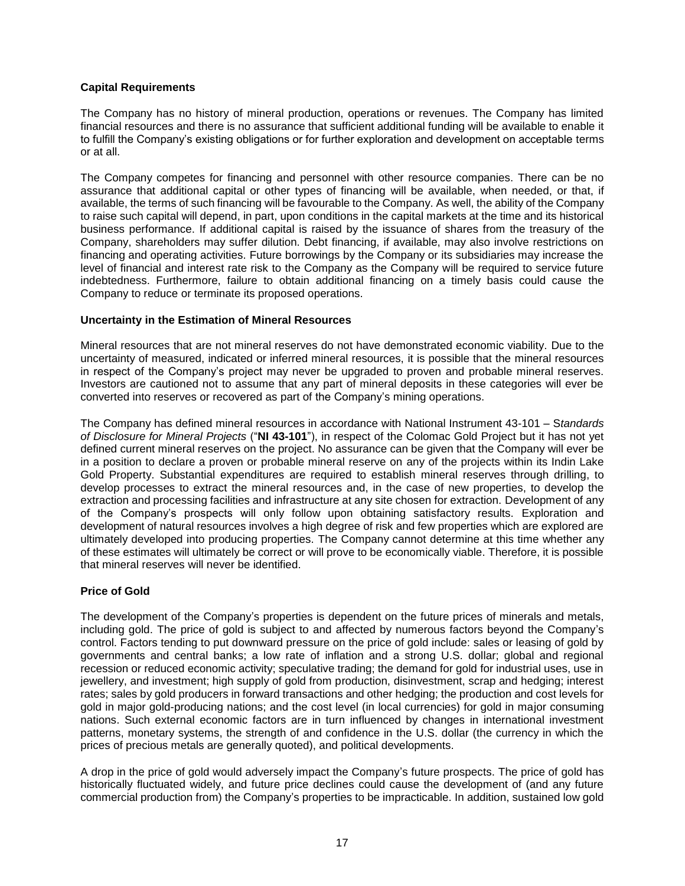### Capital Requirements

The Company has no history of mineral production, operations or revenues. The Company has limited financial resources and there is no assurance that sufficient additional funding will be available to enable it to fulfill the Company's existing obligations or for further exploration and development on acceptable terms or at all.

The Company competes for financing and personnel with other resource companies. There can be no assurance that additional capital or other types of financing will be available, when needed, or that, if available, the terms of such financing will be favourable to the Company. As well, the ability of the Company to raise such capital will depend, in part, upon conditions in the capital markets at the time and its historical business performance. If additional capital is raised by the issuance of shares from the treasury of the Company, shareholders may suffer dilution. Debt financing, if available, may also involve restrictions on financing and operating activities. Future borrowings by the Company or its subsidiaries may increase the level of financial and interest rate risk to the Company as the Company will be required to service future indebtedness. Furthermore, failure to obtain additional financing on a timely basis could cause the Company to reduce or terminate its proposed operations.

### Uncertainty in the Estimation of Mineral Resources

Mineral resources that are not mineral reserves do not have demonstrated economic viability. Due to the uncertainty of measured, indicated or inferred mineral resources, it is possible that the mineral resources in respect of the Company's project may never be upgraded to proven and probable mineral reserves. Investors are cautioned not to assume that any part of mineral deposits in these categories will ever be converted into reserves or recovered as part of the Company's mining operations.

The Company has defined mineral resources in accordance with National Instrument 43-101 – S*tandards of Disclosure for Mineral Projects* ("**NI 43-101**"), in respect of the Colomac Gold Project but it has not yet defined current mineral reserves on the project. No assurance can be given that the Company will ever be in a position to declare a proven or probable mineral reserve on any of the projects within its Indin Lake Gold Property. Substantial expenditures are required to establish mineral reserves through drilling, to develop processes to extract the mineral resources and, in the case of new properties, to develop the extraction and processing facilities and infrastructure at any site chosen for extraction. Development of any of the Company's prospects will only follow upon obtaining satisfactory results. Exploration and development of natural resources involves a high degree of risk and few properties which are explored are ultimately developed into producing properties. The Company cannot determine at this time whether any of these estimates will ultimately be correct or will prove to be economically viable. Therefore, it is possible that mineral reserves will never be identified.

### Price of Gold

The development of the Company's properties is dependent on the future prices of minerals and metals, including gold. The price of gold is subject to and affected by numerous factors beyond the Company's control. Factors tending to put downward pressure on the price of gold include: sales or leasing of gold by governments and central banks; a low rate of inflation and a strong U.S. dollar; global and regional recession or reduced economic activity; speculative trading; the demand for gold for industrial uses, use in jewellery, and investment; high supply of gold from production, disinvestment, scrap and hedging; interest rates; sales by gold producers in forward transactions and other hedging; the production and cost levels for gold in major gold-producing nations; and the cost level (in local currencies) for gold in major consuming nations. Such external economic factors are in turn influenced by changes in international investment patterns, monetary systems, the strength of and confidence in the U.S. dollar (the currency in which the prices of precious metals are generally quoted), and political developments.

A drop in the price of gold would adversely impact the Company's future prospects. The price of gold has historically fluctuated widely, and future price declines could cause the development of (and any future commercial production from) the Company's properties to be impracticable. In addition, sustained low gold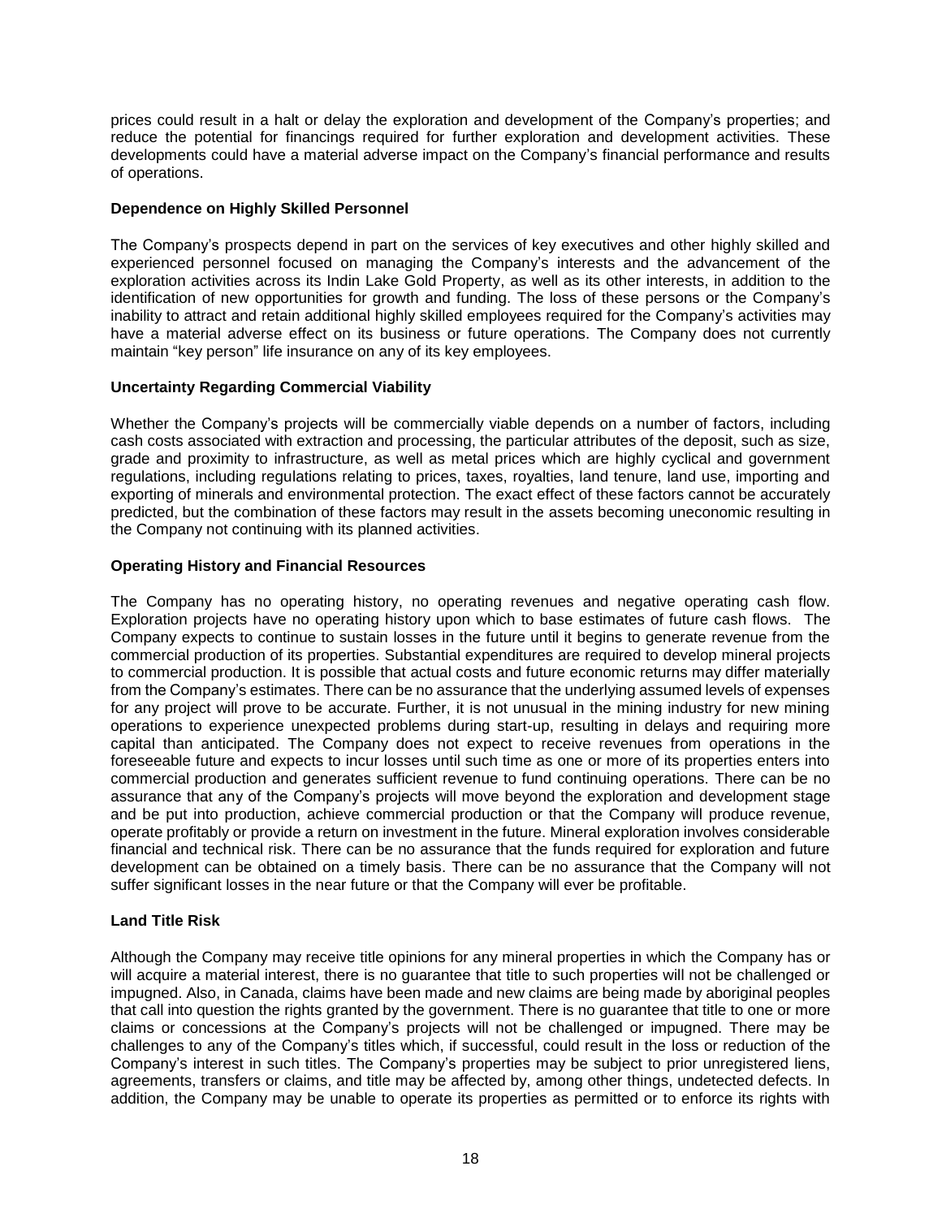prices could result in a halt or delay the exploration and development of the Company's properties; and reduce the potential for financings required for further exploration and development activities. These developments could have a material adverse impact on the Company's financial performance and results of operations.

**Dependence on Highly Skilled Personnel**

The Company's prospects depend in part on the services of key executives and other highly skilled and experienced personnel focused on managing the Company's interests and the advancement of the exploration activities across its Indin Lake Gold Property, as well as its other interests, in addition to the identification of new opportunities for growth and funding. The loss of these persons or the Company's inability to attract and retain additional highly skilled employees required for the Company's activities may have a material adverse effect on its business or future operations. The Company does not currently maintain "key person" life insurance on any of its key employees.

**Uncertainty Regarding Commercial Viability**

Whether the Company's projects will be commercially viable depends on a number of factors, including cash costs associated with extraction and processing, the particular attributes of the deposit, such as size, grade and proximity to infrastructure, as well as metal prices which are highly cyclical and government regulations, including regulations relating to prices, taxes, royalties, land tenure, land use, importing and exporting of minerals and environmental protection. The exact effect of these factors cannot be accurately predicted, but the combination of these factors may result in the assets becoming uneconomic resulting in the Company not continuing with its planned activities.

**Operating History and Financial Resources**

The Company has no operating history, no operating revenues and negative operating cash flow. Exploration projects have no operating history upon which to base estimates of future cash flows. The Company expects to continue to sustain losses in the future until it begins to generate revenue from the commercial production of its properties. Substantial expenditures are required to develop mineral projects to commercial production. It is possible that actual costs and future economic returns may differ materially from the Company's estimates. There can be no assurance that the underlying assumed levels of expenses for any project will prove to be accurate. Further, it is not unusual in the mining industry for new mining operations to experience unexpected problems during start-up, resulting in delays and requiring more capital than anticipated. The Company does not expect to receive revenues from operations in the foreseeable future and expects to incur losses until such time as one or more of its properties enters into commercial production and generates sufficient revenue to fund continuing operations. There can be no assurance that any of the Company's projects will move beyond the exploration and development stage and be put into production, achieve commercial production or that the Company will produce revenue, operate profitably or provide a return on investment in the future. Mineral exploration involves considerable financial and technical risk. There can be no assurance that the funds required for exploration and future development can be obtained on a timely basis. There can be no assurance that the Company will not suffer significant losses in the near future or that the Company will ever be profitable.

**Land Title Risk**

Although the Company may receive title opinions for any mineral properties in which the Company has or will acquire a material interest, there is no guarantee that title to such properties will not be challenged or impugned. Also, in Canada, claims have been made and new claims are being made by aboriginal peoples that call into question the rights granted by the government. There is no guarantee that title to one or more claims or concessions at the Company's projects will not be challenged or impugned. There may be challenges to any of the Company's titles which, if successful, could result in the loss or reduction of the Company's interest in such titles. The Company's properties may be subject to prior unregistered liens, agreements, transfers or claims, and title may be affected by, among other things, undetected defects. In addition, the Company may be unable to operate its properties as permitted or to enforce its rights with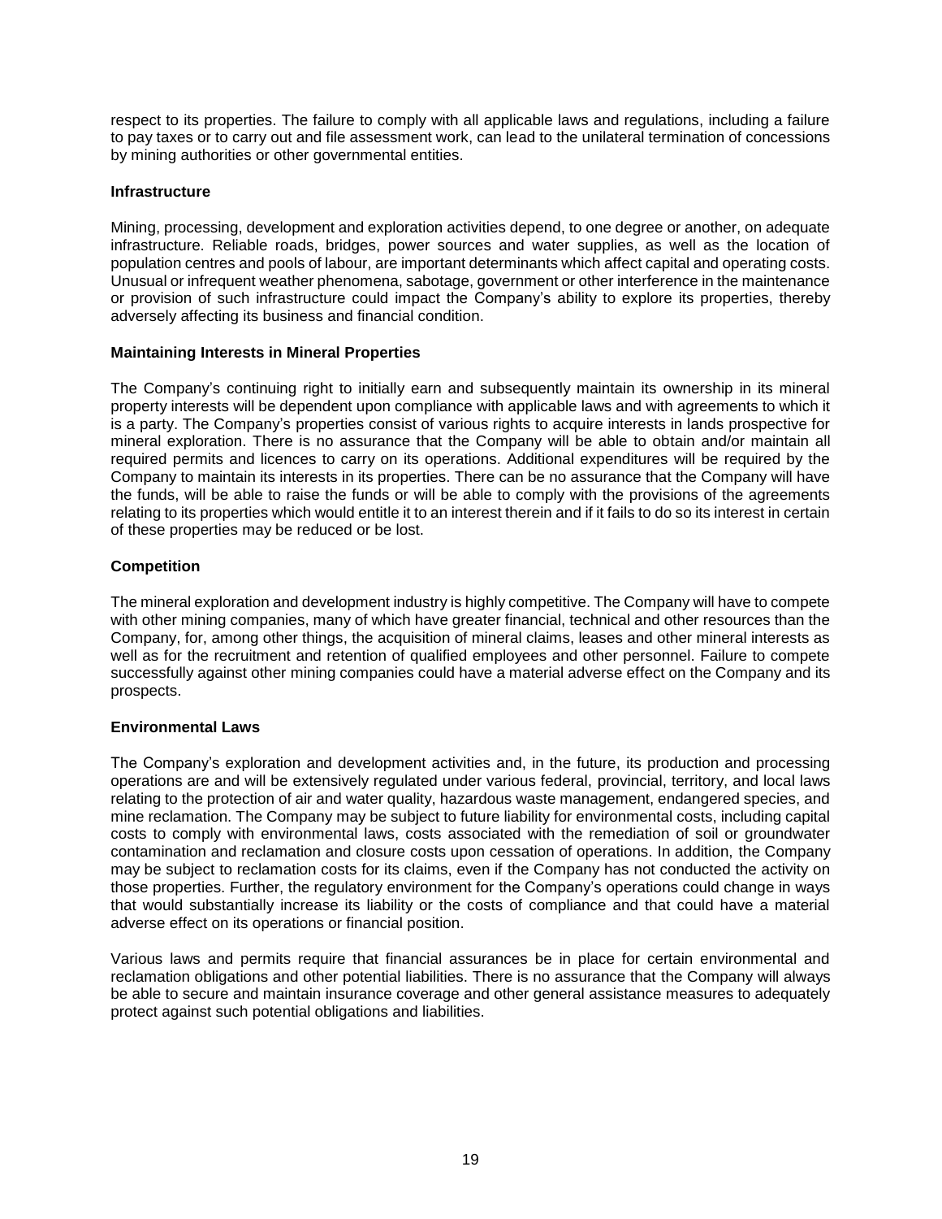respect to its properties. The failure to comply with all applicable laws and regulations, including a failure to pay taxes or to carry out and file assessment work, can lead to the unilateral termination of concessions by mining authorities or other governmental entities.

**Infrastructure**

Mining, processing, development and exploration activities depend, to one degree or another, on adequate infrastructure. Reliable roads, bridges, power sources and water supplies, as well as the location of population centres and pools of labour, are important determinants which affect capital and operating costs. Unusual or infrequent weather phenomena, sabotage, government or other interference in the maintenance or provision of such infrastructure could impact the Company's ability to explore its properties, thereby adversely affecting its business and financial condition.

**Maintaining Interests in Mineral Properties**

The Company's continuing right to initially earn and subsequently maintain its ownership in its mineral property interests will be dependent upon compliance with applicable laws and with agreements to which it is a party. The Company's properties consist of various rights to acquire interests in lands prospective for mineral exploration. There is no assurance that the Company will be able to obtain and/or maintain all required permits and licences to carry on its operations. Additional expenditures will be required by the Company to maintain its interests in its properties. There can be no assurance that the Company will have the funds, will be able to raise the funds or will be able to comply with the provisions of the agreements relating to its properties which would entitle it to an interest therein and if it fails to do so its interest in certain of these properties may be reduced or be lost.

**Competition**

The mineral exploration and development industry is highly competitive. The Company will have to compete with other mining companies, many of which have greater financial, technical and other resources than the Company, for, among other things, the acquisition of mineral claims, leases and other mineral interests as well as for the recruitment and retention of qualified employees and other personnel. Failure to compete successfully against other mining companies could have a material adverse effect on the Company and its prospects.

**Environmental Laws**

The Company's exploration and development activities and, in the future, its production and processing operations are and will be extensively regulated under various federal, provincial, territory, and local laws relating to the protection of air and water quality, hazardous waste management, endangered species, and mine reclamation. The Company may be subject to future liability for environmental costs, including capital costs to comply with environmental laws, costs associated with the remediation of soil or groundwater contamination and reclamation and closure costs upon cessation of operations. In addition, the Company may be subject to reclamation costs for its claims, even if the Company has not conducted the activity on those properties. Further, the regulatory environment for the Company's operations could change in ways that would substantially increase its liability or the costs of compliance and that could have a material adverse effect on its operations or financial position.

Various laws and permits require that financial assurances be in place for certain environmental and reclamation obligations and other potential liabilities. There is no assurance that the Company will always be able to secure and maintain insurance coverage and other general assistance measures to adequately protect against such potential obligations and liabilities.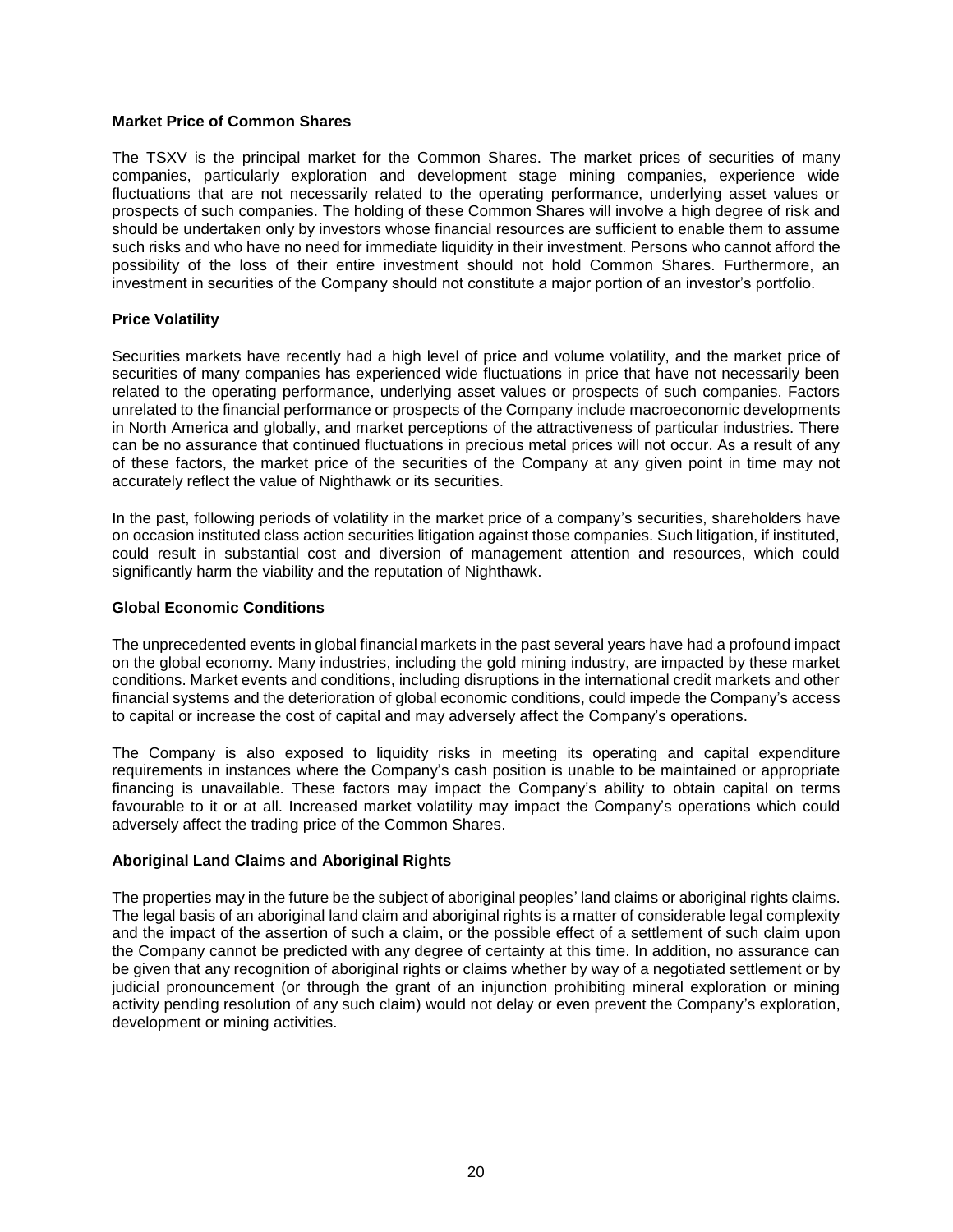**Market Price of Common Shares**

The TSXV is the principal market for the Common Shares. The market prices of securities of many companies, particularly exploration and development stage mining companies, experience wide fluctuations that are not necessarily related to the operating performance, underlying asset values or prospects of such companies. The holding of these Common Shares will involve a high degree of risk and should be undertaken only by investors whose financial resources are sufficient to enable them to assume such risks and who have no need for immediate liquidity in their investment. Persons who cannot afford the possibility of the loss of their entire investment should not hold Common Shares. Furthermore, an investment in securities of the Company should not constitute a major portion of an investor's portfolio.

**Price Volatility**

Securities markets have recently had a high level of price and volume volatility, and the market price of securities of many companies has experienced wide fluctuations in price that have not necessarily been related to the operating performance, underlying asset values or prospects of such companies. Factors unrelated to the financial performance or prospects of the Company include macroeconomic developments in North America and globally, and market perceptions of the attractiveness of particular industries. There can be no assurance that continued fluctuations in precious metal prices will not occur. As a result of any of these factors, the market price of the securities of the Company at any given point in time may not accurately reflect the value of Nighthawk or its securities.

In the past, following periods of volatility in the market price of a company's securities, shareholders have on occasion instituted class action securities litigation against those companies. Such litigation, if instituted, could result in substantial cost and diversion of management attention and resources, which could significantly harm the viability and the reputation of Nighthawk.

**Global Economic Conditions**

The unprecedented events in global financial markets in the past several years have had a profound impact on the global economy. Many industries, including the gold mining industry, are impacted by these market conditions. Market events and conditions, including disruptions in the international credit markets and other financial systems and the deterioration of global economic conditions, could impede the Company's access to capital or increase the cost of capital and may adversely affect the Company's operations.

The Company is also exposed to liquidity risks in meeting its operating and capital expenditure requirements in instances where the Company's cash position is unable to be maintained or appropriate financing is unavailable. These factors may impact the Company's ability to obtain capital on terms favourable to it or at all. Increased market volatility may impact the Company's operations which could adversely affect the trading price of the Common Shares.

**Aboriginal Land Claims and Aboriginal Rights**

The properties may in the future be the subject of aboriginal peoples' land claims or aboriginal rights claims. The legal basis of an aboriginal land claim and aboriginal rights is a matter of considerable legal complexity and the impact of the assertion of such a claim, or the possible effect of a settlement of such claim upon the Company cannot be predicted with any degree of certainty at this time. In addition, no assurance can be given that any recognition of aboriginal rights or claims whether by way of a negotiated settlement or by judicial pronouncement (or through the grant of an injunction prohibiting mineral exploration or mining activity pending resolution of any such claim) would not delay or even prevent the Company's exploration, development or mining activities.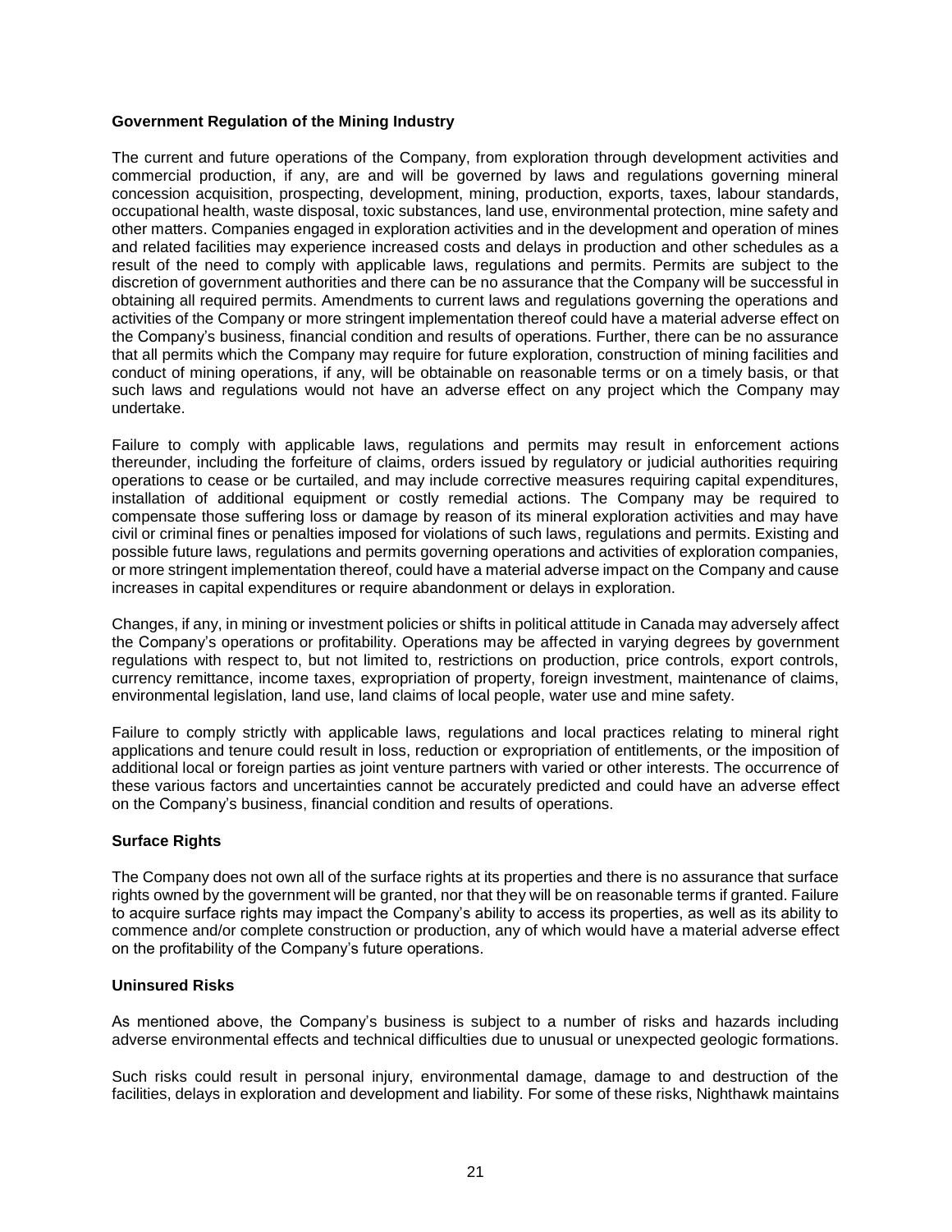**Government Regulation of the Mining Industry**

The current and future operations of the Company, from exploration through development activities and commercial production, if any, are and will be governed by laws and regulations governing mineral concession acquisition, prospecting, development, mining, production, exports, taxes, labour standards, occupational health, waste disposal, toxic substances, land use, environmental protection, mine safety and other matters. Companies engaged in exploration activities and in the development and operation of mines and related facilities may experience increased costs and delays in production and other schedules as a result of the need to comply with applicable laws, regulations and permits. Permits are subject to the discretion of government authorities and there can be no assurance that the Company will be successful in obtaining all required permits. Amendments to current laws and regulations governing the operations and activities of the Company or more stringent implementation thereof could have a material adverse effect on the Company's business, financial condition and results of operations. Further, there can be no assurance that all permits which the Company may require for future exploration, construction of mining facilities and conduct of mining operations, if any, will be obtainable on reasonable terms or on a timely basis, or that such laws and regulations would not have an adverse effect on any project which the Company may undertake.

Failure to comply with applicable laws, regulations and permits may result in enforcement actions thereunder, including the forfeiture of claims, orders issued by regulatory or judicial authorities requiring operations to cease or be curtailed, and may include corrective measures requiring capital expenditures, installation of additional equipment or costly remedial actions. The Company may be required to compensate those suffering loss or damage by reason of its mineral exploration activities and may have civil or criminal fines or penalties imposed for violations of such laws, regulations and permits. Existing and possible future laws, regulations and permits governing operations and activities of exploration companies, or more stringent implementation thereof, could have a material adverse impact on the Company and cause increases in capital expenditures or require abandonment or delays in exploration.

Changes, if any, in mining or investment policies or shifts in political attitude in Canada may adversely affect the Company's operations or profitability. Operations may be affected in varying degrees by government regulations with respect to, but not limited to, restrictions on production, price controls, export controls, currency remittance, income taxes, expropriation of property, foreign investment, maintenance of claims, environmental legislation, land use, land claims of local people, water use and mine safety.

Failure to comply strictly with applicable laws, regulations and local practices relating to mineral right applications and tenure could result in loss, reduction or expropriation of entitlements, or the imposition of additional local or foreign parties as joint venture partners with varied or other interests. The occurrence of these various factors and uncertainties cannot be accurately predicted and could have an adverse effect on the Company's business, financial condition and results of operations.

**Surface Rights**

The Company does not own all of the surface rights at its properties and there is no assurance that surface rights owned by the government will be granted, nor that they will be on reasonable terms if granted. Failure to acquire surface rights may impact the Company's ability to access its properties, as well as its ability to commence and/or complete construction or production, any of which would have a material adverse effect on the profitability of the Company's future operations.

**Uninsured Risks**

As mentioned above, the Company's business is subject to a number of risks and hazards including adverse environmental effects and technical difficulties due to unusual or unexpected geologic formations.

Such risks could result in personal injury, environmental damage, damage to and destruction of the facilities, delays in exploration and development and liability. For some of these risks, Nighthawk maintains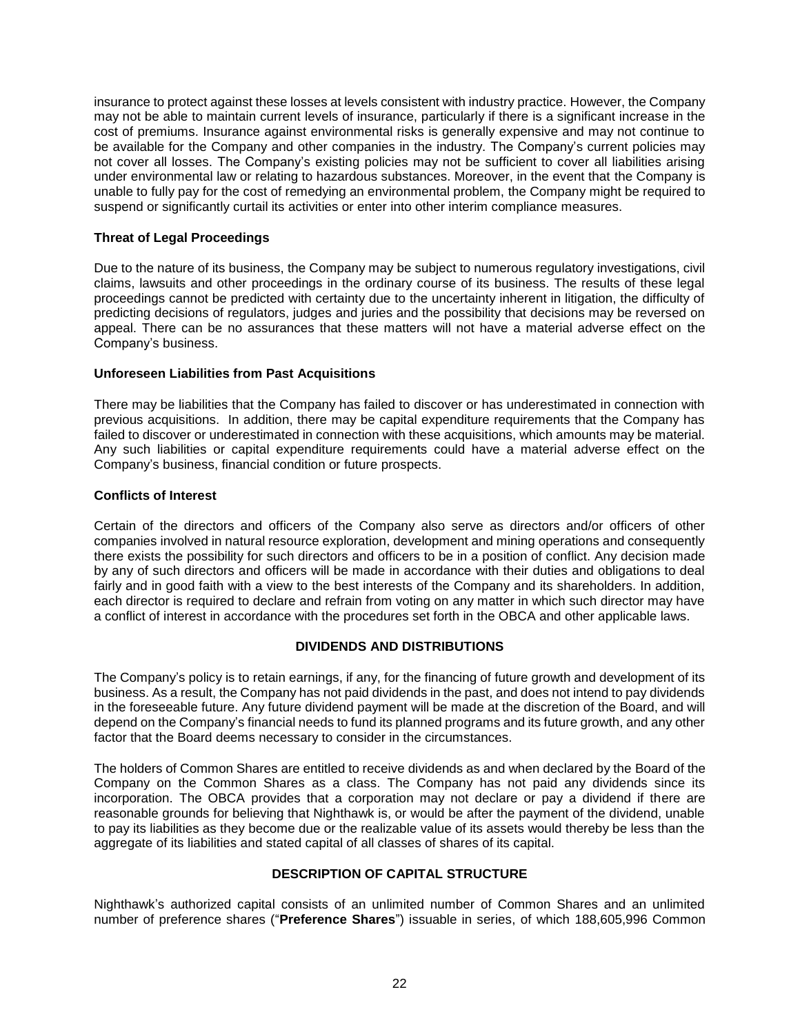insurance to protect against these losses at levels consistent with industry practice. However, the Company may not be able to maintain current levels of insurance, particularly if there is a significant increase in the cost of premiums. Insurance against environmental risks is generally expensive and may not continue to be available for the Company and other companies in the industry. The Company's current policies may not cover all losses. The Company's existing policies may not be sufficient to cover all liabilities arising under environmental law or relating to hazardous substances. Moreover, in the event that the Company is unable to fully pay for the cost of remedying an environmental problem, the Company might be required to suspend or significantly curtail its activities or enter into other interim compliance measures.

**Threat of Legal Proceedings**

Due to the nature of its business, the Company may be subject to numerous regulatory investigations, civil claims, lawsuits and other proceedings in the ordinary course of its business. The results of these legal proceedings cannot be predicted with certainty due to the uncertainty inherent in litigation, the difficulty of predicting decisions of regulators, judges and juries and the possibility that decisions may be reversed on appeal. There can be no assurances that these matters will not have a material adverse effect on the Company's business.

**Unforeseen Liabilities from Past Acquisitions**

There may be liabilities that the Company has failed to discover or has underestimated in connection with previous acquisitions. In addition, there may be capital expenditure requirements that the Company has failed to discover or underestimated in connection with these acquisitions, which amounts may be material. Any such liabilities or capital expenditure requirements could have a material adverse effect on the Company's business, financial condition or future prospects.

**Conflicts of Interest**

Certain of the directors and officers of the Company also serve as directors and/or officers of other companies involved in natural resource exploration, development and mining operations and consequently there exists the possibility for such directors and officers to be in a position of conflict. Any decision made by any of such directors and officers will be made in accordance with their duties and obligations to deal fairly and in good faith with a view to the best interests of the Company and its shareholders. In addition, each director is required to declare and refrain from voting on any matter in which such director may have a conflict of interest in accordance with the procedures set forth in the OBCA and other applicable laws.

## DIVIDENDS AND DISTRIBUTIONS

The Company's policy is to retain earnings, if any, for the financing of future growth and development of its business. As a result, the Company has not paid dividends in the past, and does not intend to pay dividends in the foreseeable future. Any future dividend payment will be made at the discretion of the Board, and will depend on the Company's financial needs to fund its planned programs and its future growth, and any other factor that the Board deems necessary to consider in the circumstances.

The holders of Common Shares are entitled to receive dividends as and when declared by the Board of the Company on the Common Shares as a class. The Company has not paid any dividends since its incorporation. The OBCA provides that a corporation may not declare or pay a dividend if there are reasonable grounds for believing that Nighthawk is, or would be after the payment of the dividend, unable to pay its liabilities as they become due or the realizable value of its assets would thereby be less than the aggregate of its liabilities and stated capital of all classes of shares of its capital.

## DESCRIPTION OF CAPITAL STRUCTURE

Nighthawk's authorized capital consists of an unlimited number of Common Shares and an unlimited number of preference shares ("**Preference Shares**") issuable in series, of which 188,605,996 Common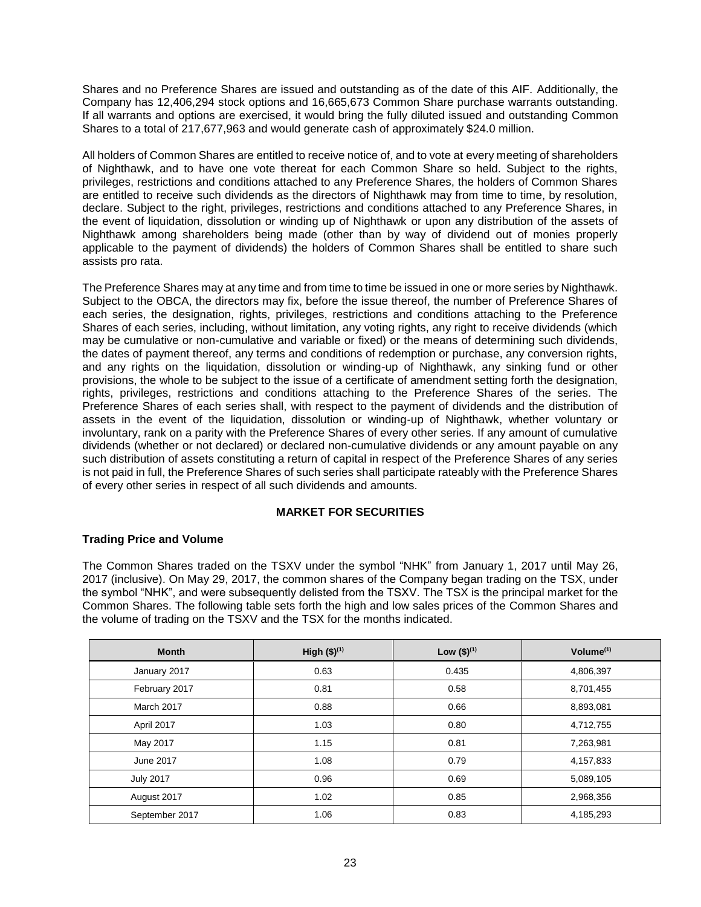Shares and no Preference Shares are issued and outstanding as of the date of this AIF. Additionally, the Company has 12,406,294 stock options and 16,665,673 Common Share purchase warrants outstanding. If all warrants and options are exercised, it would bring the fully diluted issued and outstanding Common Shares to a total of 217,677,963 and would generate cash of approximately $24.0 million.

All holders of Common Shares are entitled to receive notice of, and to vote at every meeting of shareholders of Nighthawk, and to have one vote thereat for each Common Share so held. Subject to the rights, privileges, restrictions and conditions attached to any Preference Shares, the holders of Common Shares are entitled to receive such dividends as the directors of Nighthawk may from time to time, by resolution, declare. Subject to the right, privileges, restrictions and conditions attached to any Preference Shares, in the event of liquidation, dissolution or winding up of Nighthawk or upon any distribution of the assets of Nighthawk among shareholders being made (other than by way of dividend out of monies properly applicable to the payment of dividends) the holders of Common Shares shall be entitled to share such assists pro rata.

The Preference Shares may at any time and from time to time be issued in one or more series by Nighthawk. Subject to the OBCA, the directors may fix, before the issue thereof, the number of Preference Shares of each series, the designation, rights, privileges, restrictions and conditions attaching to the Preference Shares of each series, including, without limitation, any voting rights, any right to receive dividends (which may be cumulative or non-cumulative and variable or fixed) or the means of determining such dividends, the dates of payment thereof, any terms and conditions of redemption or purchase, any conversion rights, and any rights on the liquidation, dissolution or winding-up of Nighthawk, any sinking fund or other provisions, the whole to be subject to the issue of a certificate of amendment setting forth the designation, rights, privileges, restrictions and conditions attaching to the Preference Shares of the series. The Preference Shares of each series shall, with respect to the payment of dividends and the distribution of assets in the event of the liquidation, dissolution or winding-up of Nighthawk, whether voluntary or involuntary, rank on a parity with the Preference Shares of every other series. If any amount of cumulative dividends (whether or not declared) or declared non-cumulative dividends or any amount payable on any such distribution of assets constituting a return of capital in respect of the Preference Shares of any series is not paid in full, the Preference Shares of such series shall participate rateably with the Preference Shares of every other series in respect of all such dividends and amounts.

## MARKET FOR SECURITIES

### Trading Price and Volume

The Common Shares traded on the TSXV under the symbol "NHK" from January 1, 2017 until May 26, 2017 (inclusive). On May 29, 2017, the common shares of the Company began trading on the TSX, under the symbol "NHK", and were subsequently delisted from the TSXV. The TSX is the principal market for the Common Shares. The following table sets forth the high and low sales prices of the Common Shares and the volume of trading on the TSXV and the TSX for the months indicated.

| Month | High ($)[1] | Low ($)[1] | Volume[1] |
|---|---|---|---|
| January 2017 | 0.63 | 0.435 | 4,806,397 |
| February 2017 | 0.81 | 0.58 | 8,701,455 |
| March 2017 | 0.88 | 0.66 | 8,893,081 |
| April 2017 | 1.03 | 0.80 | 4,712,755 |
| May 2017 | 1.15 | 0.81 | 7,263,981 |
| June 2017 | 1.08 | 0.79 | 4,157,833 |
| July 2017 | 0.96 | 0.69 | 5,089,105 |
| August 2017 | 1.02 | 0.85 | 2,968,356 |
| September 2017 | 1.06 | 0.83 | 4,185,293 |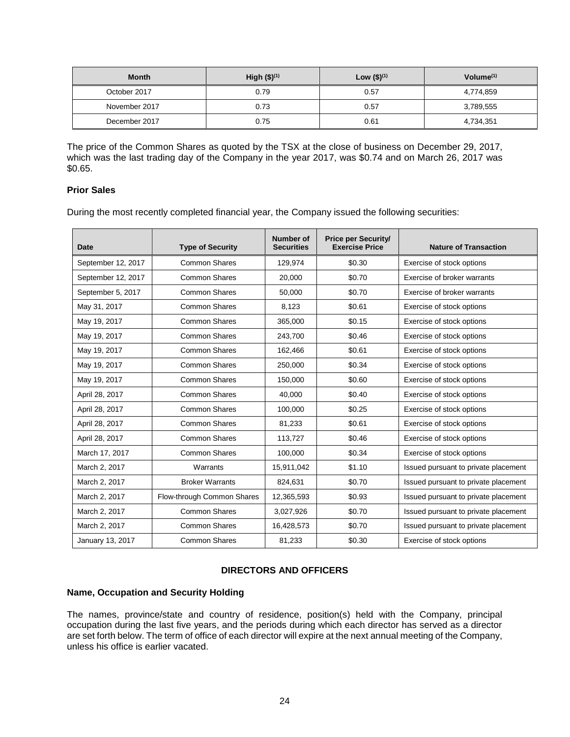| Month | High ($)[1] | Low ($)[1] | Volume[1] |
| --- | --- | --- | --- |
| October 2017 | 0.79 | 0.57 | 4,774,859 |
| November 2017 | 0.73 | 0.57 | 3,789,555 |
| December 2017 | 0.75 | 0.61 | 4,734,351 |

The price of the Common Shares as quoted by the TSX at the close of business on December 29, 2017, which was the last trading day of the Company in the year 2017, was $0.74 and on March 26, 2017 was $0.65.

### Prior Sales

During the most recently completed financial year, the Company issued the following securities:

| Date | Type of Security | Number of Securities | Price per Security/ Exercise Price | Nature of Transaction |
| --- | --- | --- | --- | --- |
| September 12, 2017 | Common Shares | 129,974 | $0.30 | Exercise of stock options |
| September 12, 2017 | Common Shares | 20,000 | $0.70 | Exercise of broker warrants |
| September 5, 2017 | Common Shares | 50,000 | $0.70 | Exercise of broker warrants |
| May 31, 2017 | Common Shares | 8,123 | $0.61 | Exercise of stock options |
| May 19, 2017 | Common Shares | 365,000 | $0.15 | Exercise of stock options |
| May 19, 2017 | Common Shares | 243,700 | $0.46 | Exercise of stock options |
| May 19, 2017 | Common Shares | 162,466 | $0.61 | Exercise of stock options |
| May 19, 2017 | Common Shares | 250,000 | $0.34 | Exercise of stock options |
| May 19, 2017 | Common Shares | 150,000 | $0.60 | Exercise of stock options |
| April 28, 2017 | Common Shares | 40,000 | $0.40 | Exercise of stock options |
| April 28, 2017 | Common Shares | 100,000 | $0.25 | Exercise of stock options |
| April 28, 2017 | Common Shares | 81,233 | $0.61 | Exercise of stock options |
| April 28, 2017 | Common Shares | 113,727 | $0.46 | Exercise of stock options |
| March 17, 2017 | Common Shares | 100,000 | $0.34 | Exercise of stock options |
| March 2, 2017 | Warrants | 15,911,042 | $1.10 | Issued pursuant to private placement |
| March 2, 2017 | Broker Warrants | 824,631 | $0.70 | Issued pursuant to private placement |
| March 2, 2017 | Flow-through Common Shares | 12,365,593 | $0.93 | Issued pursuant to private placement |
| March 2, 2017 | Common Shares | 3,027,926 | $0.70 | Issued pursuant to private placement |
| March 2, 2017 | Common Shares | 16,428,573 | $0.70 | Issued pursuant to private placement |
| January 13, 2017 | Common Shares | 81,233 | $0.30 | Exercise of stock options |

## DIRECTORS AND OFFICERS

### Name, Occupation and Security Holding

The names, province/state and country of residence, position(s) held with the Company, principal occupation during the last five years, and the periods during which each director has served as a director are set forth below. The term of office of each director will expire at the next annual meeting of the Company, unless his office is earlier vacated.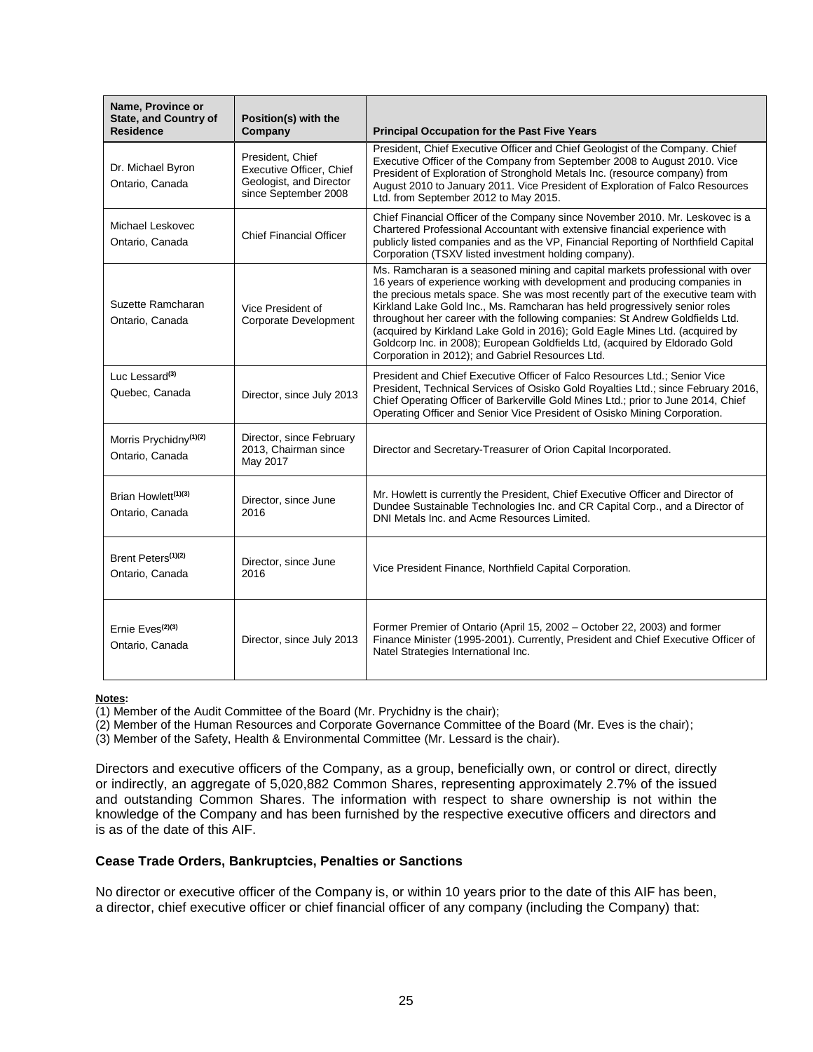| Name, Province or State, and Country of Residence | Position(s) with the Company | Principal Occupation for the Past Five Years |
|---|---|---|
| Dr. Michael Byron<br>Ontario, Canada | President, Chief Executive Officer, Chief Geologist, and Director since September 2008 | President, Chief Executive Officer and Chief Geologist of the Company. Chief Executive Officer of the Company from September 2008 to August 2010. Vice President of Exploration of Stronghold Metals Inc. (resource company) from August 2010 to January 2011. Vice President of Exploration of Falco Resources Ltd. from September 2012 to May 2015. |
| Michael Leskovec<br>Ontario, Canada | Chief Financial Officer | Chief Financial Officer of the Company since November 2010. Mr. Leskovec is a Chartered Professional Accountant with extensive financial experience with publicly listed companies and as the VP, Financial Reporting of Northfield Capital Corporation (TSXV listed investment holding company). |
| Suzette Ramcharan<br>Ontario, Canada | Vice President of Corporate Development | Ms. Ramcharan is a seasoned mining and capital markets professional with over 16 years of experience working with development and producing companies in the precious metals space. She was most recently part of the executive team with Kirkland Lake Gold Inc., Ms. Ramcharan has held progressively senior roles throughout her career with the following companies: St Andrew Goldfields Ltd. (acquired by Kirkland Lake Gold in 2016); Gold Eagle Mines Ltd. (acquired by Goldcorp Inc. in 2008); European Goldfields Ltd, (acquired by Eldorado Gold Corporation in 2012); and Gabriel Resources Ltd. |
| Luc Lessard[3]<br>Quebec, Canada | Director, since July 2013 | President and Chief Executive Officer of Falco Resources Ltd.; Senior Vice President, Technical Services of Osisko Gold Royalties Ltd.; since February 2016, Chief Operating Officer of Barkerville Gold Mines Ltd.; prior to June 2014, Chief Operating Officer and Senior Vice President of Osisko Mining Corporation. |
| Morris Prychidny[1][2]<br>Ontario, Canada | Director, since February 2013, Chairman since May 2017 | Director and Secretary-Treasurer of Orion Capital Incorporated. |
| Brian Howlett[1][3]<br>Ontario, Canada | Director, since June 2016 | Mr. Howlett is currently the President, Chief Executive Officer and Director of Dundee Sustainable Technologies Inc. and CR Capital Corp., and a Director of DNI Metals Inc. and Acme Resources Limited. |
| Brent Peters[1][2]<br>Ontario, Canada | Director, since June 2016 | Vice President Finance, Northfield Capital Corporation. |
| Ernie Eves[2][3]<br>Ontario, Canada | Director, since July 2013 | Former Premier of Ontario (April 15, 2002 – October 22, 2003) and former Finance Minister (1995-2001). Currently, President and Chief Executive Officer of Natel Strategies International Inc. |

**Notes:**

(1) Member of the Audit Committee of the Board (Mr. Prychidny is the chair);
(2) Member of the Human Resources and Corporate Governance Committee of the Board (Mr. Eves is the chair);
(3) Member of the Safety, Health & Environmental Committee (Mr. Lessard is the chair).

Directors and executive officers of the Company, as a group, beneficially own, or control or direct, directly or indirectly, an aggregate of 5,020,882 Common Shares, representing approximately 2.7% of the issued and outstanding Common Shares. The information with respect to share ownership is not within the knowledge of the Company and has been furnished by the respective executive officers and directors and is as of the date of this AIF.

### Cease Trade Orders, Bankruptcies, Penalties or Sanctions

No director or executive officer of the Company is, or within 10 years prior to the date of this AIF has been, a director, chief executive officer or chief financial officer of any company (including the Company) that: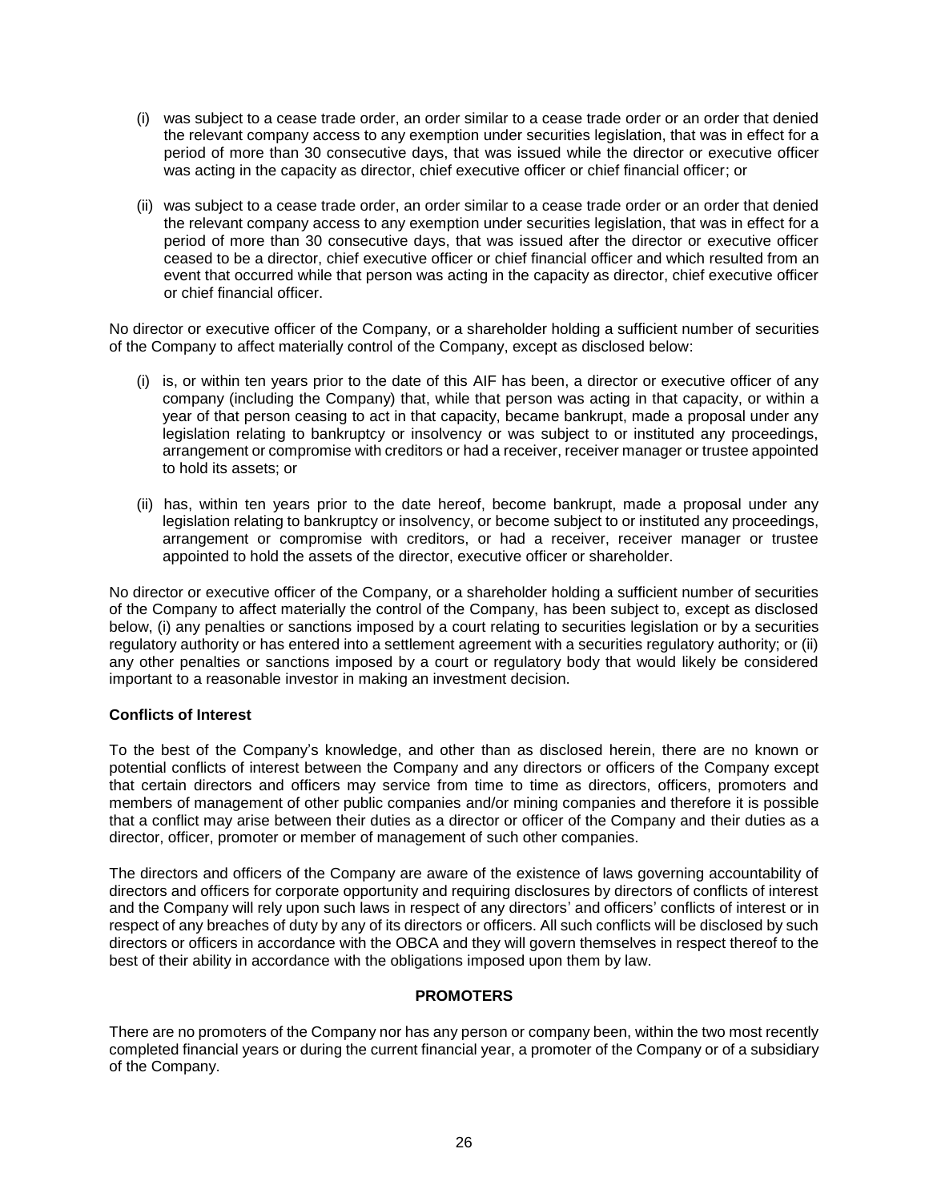(i) was subject to a cease trade order, an order similar to a cease trade order or an order that denied the relevant company access to any exemption under securities legislation, that was in effect for a period of more than 30 consecutive days, that was issued while the director or executive officer was acting in the capacity as director, chief executive officer or chief financial officer; or

(ii) was subject to a cease trade order, an order similar to a cease trade order or an order that denied the relevant company access to any exemption under securities legislation, that was in effect for a period of more than 30 consecutive days, that was issued after the director or executive officer ceased to be a director, chief executive officer or chief financial officer and which resulted from an event that occurred while that person was acting in the capacity as director, chief executive officer or chief financial officer.

No director or executive officer of the Company, or a shareholder holding a sufficient number of securities of the Company to affect materially control of the Company, except as disclosed below:

(i) is, or within ten years prior to the date of this AIF has been, a director or executive officer of any company (including the Company) that, while that person was acting in that capacity, or within a year of that person ceasing to act in that capacity, became bankrupt, made a proposal under any legislation relating to bankruptcy or insolvency or was subject to or instituted any proceedings, arrangement or compromise with creditors or had a receiver, receiver manager or trustee appointed to hold its assets; or

(ii) has, within ten years prior to the date hereof, become bankrupt, made a proposal under any legislation relating to bankruptcy or insolvency, or become subject to or instituted any proceedings, arrangement or compromise with creditors, or had a receiver, receiver manager or trustee appointed to hold the assets of the director, executive officer or shareholder.

No director or executive officer of the Company, or a shareholder holding a sufficient number of securities of the Company to affect materially the control of the Company, has been subject to, except as disclosed below, (i) any penalties or sanctions imposed by a court relating to securities legislation or by a securities regulatory authority or has entered into a settlement agreement with a securities regulatory authority; or (ii) any other penalties or sanctions imposed by a court or regulatory body that would likely be considered important to a reasonable investor in making an investment decision.

**Conflicts of Interest**

To the best of the Company's knowledge, and other than as disclosed herein, there are no known or potential conflicts of interest between the Company and any directors or officers of the Company except that certain directors and officers may service from time to time as directors, officers, promoters and members of management of other public companies and/or mining companies and therefore it is possible that a conflict may arise between their duties as a director or officer of the Company and their duties as a director, officer, promoter or member of management of such other companies.

The directors and officers of the Company are aware of the existence of laws governing accountability of directors and officers for corporate opportunity and requiring disclosures by directors of conflicts of interest and the Company will rely upon such laws in respect of any directors' and officers' conflicts of interest or in respect of any breaches of duty by any of its directors or officers. All such conflicts will be disclosed by such directors or officers in accordance with the OBCA and they will govern themselves in respect thereof to the best of their ability in accordance with the obligations imposed upon them by law.

## PROMOTERS

There are no promoters of the Company nor has any person or company been, within the two most recently completed financial years or during the current financial year, a promoter of the Company or of a subsidiary of the Company.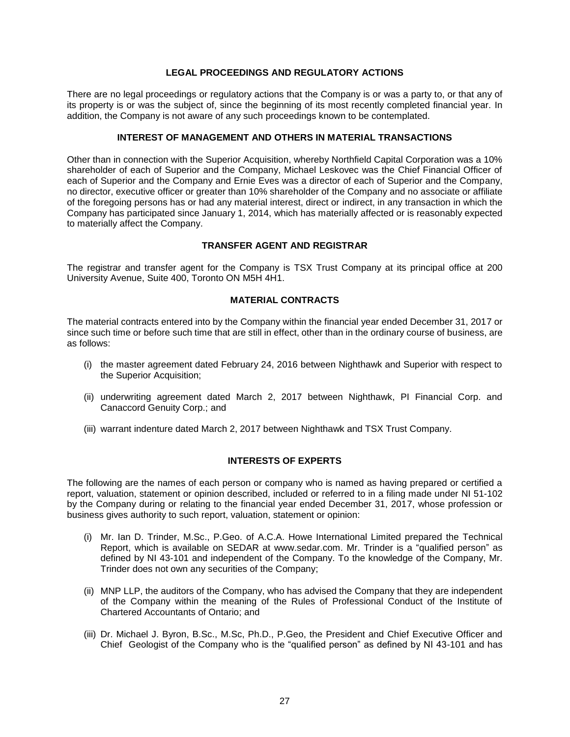## LEGAL PROCEEDINGS AND REGULATORY ACTIONS

There are no legal proceedings or regulatory actions that the Company is or was a party to, or that any of its property is or was the subject of, since the beginning of its most recently completed financial year. In addition, the Company is not aware of any such proceedings known to be contemplated.

## INTEREST OF MANAGEMENT AND OTHERS IN MATERIAL TRANSACTIONS

Other than in connection with the Superior Acquisition, whereby Northfield Capital Corporation was a 10% shareholder of each of Superior and the Company, Michael Leskovec was the Chief Financial Officer of each of Superior and the Company and Ernie Eves was a director of each of Superior and the Company, no director, executive officer or greater than 10% shareholder of the Company and no associate or affiliate of the foregoing persons has or had any material interest, direct or indirect, in any transaction in which the Company has participated since January 1, 2014, which has materially affected or is reasonably expected to materially affect the Company.

## TRANSFER AGENT AND REGISTRAR

The registrar and transfer agent for the Company is TSX Trust Company at its principal office at 200 University Avenue, Suite 400, Toronto ON M5H 4H1.

## MATERIAL CONTRACTS

The material contracts entered into by the Company within the financial year ended December 31, 2017 or since such time or before such time that are still in effect, other than in the ordinary course of business, are as follows:

(i) the master agreement dated February 24, 2016 between Nighthawk and Superior with respect to the Superior Acquisition;

(ii) underwriting agreement dated March 2, 2017 between Nighthawk, PI Financial Corp. and Canaccord Genuity Corp.; and

(iii) warrant indenture dated March 2, 2017 between Nighthawk and TSX Trust Company.

## INTERESTS OF EXPERTS

The following are the names of each person or company who is named as having prepared or certified a report, valuation, statement or opinion described, included or referred to in a filing made under NI 51-102 by the Company during or relating to the financial year ended December 31, 2017, whose profession or business gives authority to such report, valuation, statement or opinion:

(i) Mr. Ian D. Trinder, M.Sc., P.Geo. of A.C.A. Howe International Limited prepared the Technical Report, which is available on SEDAR at www.sedar.com. Mr. Trinder is a "qualified person" as defined by NI 43-101 and independent of the Company. To the knowledge of the Company, Mr. Trinder does not own any securities of the Company;

(ii) MNP LLP, the auditors of the Company, who has advised the Company that they are independent of the Company within the meaning of the Rules of Professional Conduct of the Institute of Chartered Accountants of Ontario; and

(iii) Dr. Michael J. Byron, B.Sc., M.Sc, Ph.D., P.Geo, the President and Chief Executive Officer and Chief Geologist of the Company who is the "qualified person" as defined by NI 43-101 and has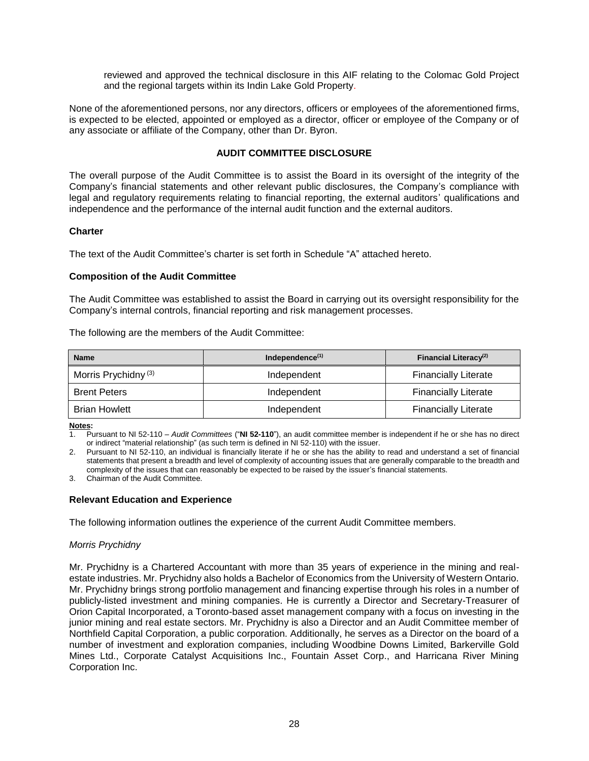reviewed and approved the technical disclosure in this AIF relating to the Colomac Gold Project and the regional targets within its Indin Lake Gold Property.

None of the aforementioned persons, nor any directors, officers or employees of the aforementioned firms, is expected to be elected, appointed or employed as a director, officer or employee of the Company or of any associate or affiliate of the Company, other than Dr. Byron.

## AUDIT COMMITTEE DISCLOSURE

The overall purpose of the Audit Committee is to assist the Board in its oversight of the integrity of the Company's financial statements and other relevant public disclosures, the Company's compliance with legal and regulatory requirements relating to financial reporting, the external auditors' qualifications and independence and the performance of the internal audit function and the external auditors.

### Charter

The text of the Audit Committee's charter is set forth in Schedule "A" attached hereto.

### Composition of the Audit Committee

The Audit Committee was established to assist the Board in carrying out its oversight responsibility for the Company's internal controls, financial reporting and risk management processes.

The following are the members of the Audit Committee:

| Name | Independence[(1)] | Financial Literacy[(2)] |
|---|---|---|
| Morris Prychidny [(3)] | Independent | Financially Literate |
| Brent Peters | Independent | Financially Literate |
| Brian Howlett | Independent | Financially Literate |

**Notes:**

1. Pursuant to NI 52-110 – *Audit Committees* ("**NI 52-110**"), an audit committee member is independent if he or she has no direct or indirect "material relationship" (as such term is defined in NI 52-110) with the issuer.
2. Pursuant to NI 52-110, an individual is financially literate if he or she has the ability to read and understand a set of financial statements that present a breadth and level of complexity of accounting issues that are generally comparable to the breadth and complexity of the issues that can reasonably be expected to be raised by the issuer's financial statements.
3. Chairman of the Audit Committee.

### Relevant Education and Experience

The following information outlines the experience of the current Audit Committee members.

*Morris Prychidny*

Mr. Prychidny is a Chartered Accountant with more than 35 years of experience in the mining and real-estate industries. Mr. Prychidny also holds a Bachelor of Economics from the University of Western Ontario. Mr. Prychidny brings strong portfolio management and financing expertise through his roles in a number of publicly-listed investment and mining companies. He is currently a Director and Secretary-Treasurer of Orion Capital Incorporated, a Toronto-based asset management company with a focus on investing in the junior mining and real estate sectors. Mr. Prychidny is also a Director and an Audit Committee member of Northfield Capital Corporation, a public corporation. Additionally, he serves as a Director on the board of a number of investment and exploration companies, including Woodbine Downs Limited, Barkerville Gold Mines Ltd., Corporate Catalyst Acquisitions Inc., Fountain Asset Corp., and Harricana River Mining Corporation Inc.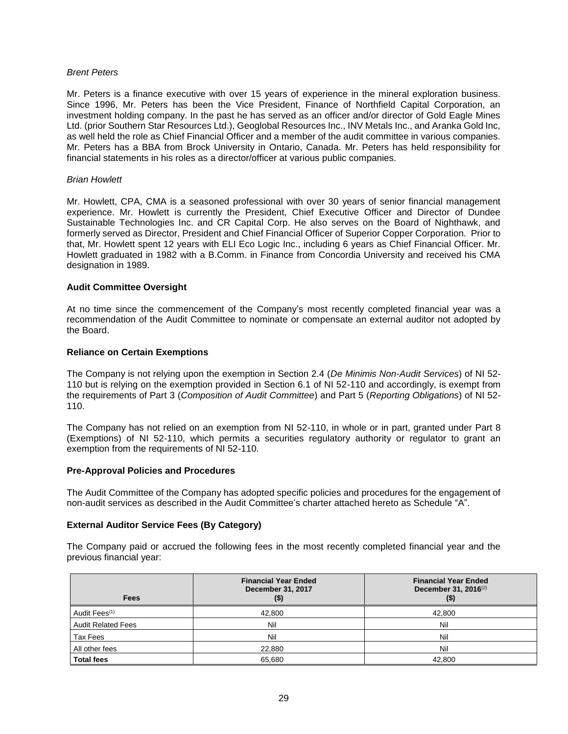*Brent Peters*

Mr. Peters is a finance executive with over 15 years of experience in the mineral exploration business. Since 1996, Mr. Peters has been the Vice President, Finance of Northfield Capital Corporation, an investment holding company. In the past he has served as an officer and/or director of Gold Eagle Mines Ltd. (prior Southern Star Resources Ltd.), Geoglobal Resources Inc., INV Metals Inc., and Aranka Gold Inc, as well held the role as Chief Financial Officer and a member of the audit committee in various companies. Mr. Peters has a BBA from Brock University in Ontario, Canada. Mr. Peters has held responsibility for financial statements in his roles as a director/officer at various public companies.

*Brian Howlett*

Mr. Howlett, CPA, CMA is a seasoned professional with over 30 years of senior financial management experience. Mr. Howlett is currently the President, Chief Executive Officer and Director of Dundee Sustainable Technologies Inc. and CR Capital Corp. He also serves on the Board of Nighthawk, and formerly served as Director, President and Chief Financial Officer of Superior Copper Corporation. Prior to that, Mr. Howlett spent 12 years with ELI Eco Logic Inc., including 6 years as Chief Financial Officer. Mr. Howlett graduated in 1982 with a B.Comm. in Finance from Concordia University and received his CMA designation in 1989.

**Audit Committee Oversight**

At no time since the commencement of the Company's most recently completed financial year was a recommendation of the Audit Committee to nominate or compensate an external auditor not adopted by the Board.

**Reliance on Certain Exemptions**

The Company is not relying upon the exemption in Section 2.4 (*De Minimis Non-Audit Services*) of NI 52-110 but is relying on the exemption provided in Section 6.1 of NI 52-110 and accordingly, is exempt from the requirements of Part 3 (*Composition of Audit Committee*) and Part 5 (*Reporting Obligations*) of NI 52-110.

The Company has not relied on an exemption from NI 52-110, in whole or in part, granted under Part 8 (Exemptions) of NI 52-110, which permits a securities regulatory authority or regulator to grant an exemption from the requirements of NI 52-110.

**Pre-Approval Policies and Procedures**

The Audit Committee of the Company has adopted specific policies and procedures for the engagement of non-audit services as described in the Audit Committee's charter attached hereto as Schedule "A".

**External Auditor Service Fees (By Category)**

The Company paid or accrued the following fees in the most recently completed financial year and the previous financial year:

| Fees | Financial Year Ended December 31, 2017 ($) | Financial Year Ended December 31, 2016[2] ($) |
|---|---|---|
| Audit Fees[1] | 42,800 | 42,800 |
| Audit Related Fees | Nil | Nil |
| Tax Fees | Nil | Nil |
| All other fees | 22,880 | Nil |
| **Total fees** | 65,680 | 42,800 |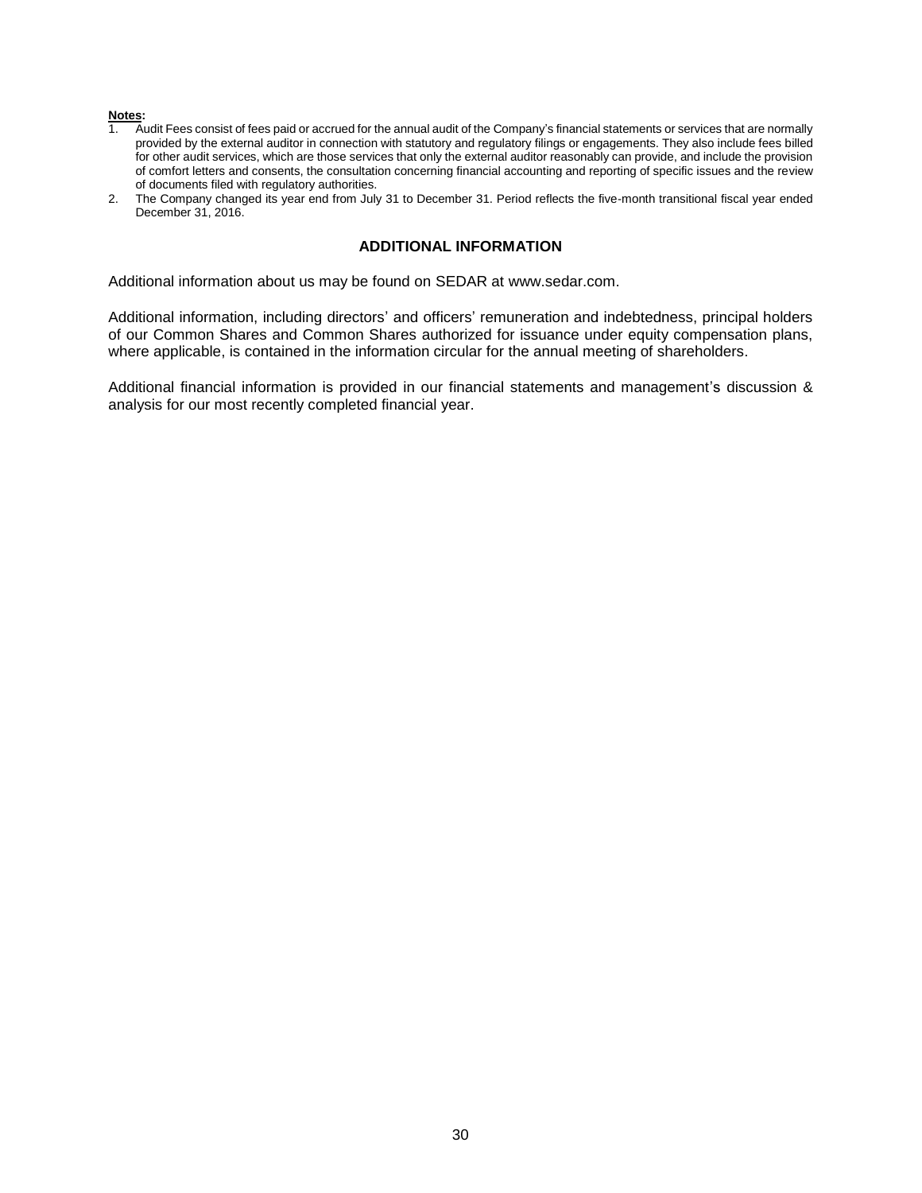**Notes:**

1. Audit Fees consist of fees paid or accrued for the annual audit of the Company's financial statements or services that are normally provided by the external auditor in connection with statutory and regulatory filings or engagements. They also include fees billed for other audit services, which are those services that only the external auditor reasonably can provide, and include the provision of comfort letters and consents, the consultation concerning financial accounting and reporting of specific issues and the review of documents filed with regulatory authorities.
2. The Company changed its year end from July 31 to December 31. Period reflects the five-month transitional fiscal year ended December 31, 2016.

## ADDITIONAL INFORMATION

Additional information about us may be found on SEDAR at www.sedar.com.

Additional information, including directors' and officers' remuneration and indebtedness, principal holders of our Common Shares and Common Shares authorized for issuance under equity compensation plans, where applicable, is contained in the information circular for the annual meeting of shareholders.

Additional financial information is provided in our financial statements and management's discussion & analysis for our most recently completed financial year.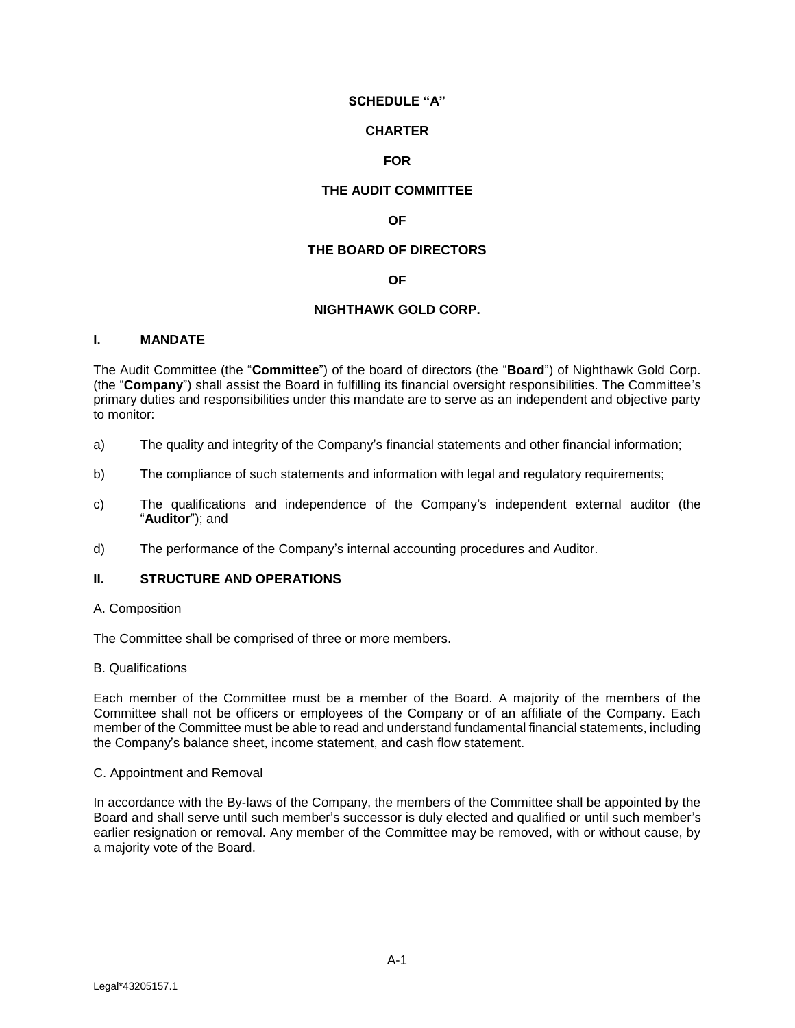**SCHEDULE "A"**

**CHARTER**

**FOR**

**THE AUDIT COMMITTEE**

**OF**

**THE BOARD OF DIRECTORS**

**OF**

**NIGHTHAWK GOLD CORP.**

## I. MANDATE

The Audit Committee (the "**Committee**") of the board of directors (the "**Board**") of Nighthawk Gold Corp. (the "**Company**") shall assist the Board in fulfilling its financial oversight responsibilities. The Committee's primary duties and responsibilities under this mandate are to serve as an independent and objective party to monitor:

a) The quality and integrity of the Company's financial statements and other financial information;

b) The compliance of such statements and information with legal and regulatory requirements;

c) The qualifications and independence of the Company's independent external auditor (the "**Auditor**"); and

d) The performance of the Company's internal accounting procedures and Auditor.

## II. STRUCTURE AND OPERATIONS

A. Composition

The Committee shall be comprised of three or more members.

B. Qualifications

Each member of the Committee must be a member of the Board. A majority of the members of the Committee shall not be officers or employees of the Company or of an affiliate of the Company. Each member of the Committee must be able to read and understand fundamental financial statements, including the Company's balance sheet, income statement, and cash flow statement.

C. Appointment and Removal

In accordance with the By-laws of the Company, the members of the Committee shall be appointed by the Board and shall serve until such member's successor is duly elected and qualified or until such member's earlier resignation or removal. Any member of the Committee may be removed, with or without cause, by a majority vote of the Board.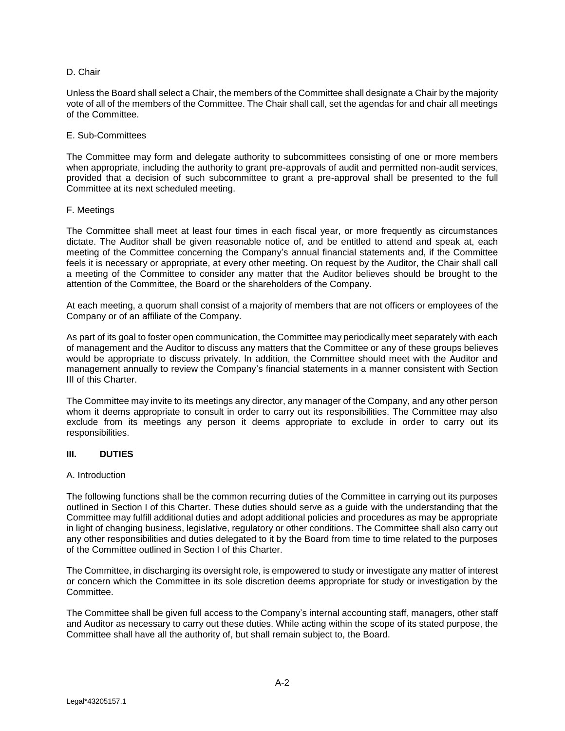D. Chair

Unless the Board shall select a Chair, the members of the Committee shall designate a Chair by the majority vote of all of the members of the Committee. The Chair shall call, set the agendas for and chair all meetings of the Committee.

E. Sub-Committees

The Committee may form and delegate authority to subcommittees consisting of one or more members when appropriate, including the authority to grant pre-approvals of audit and permitted non-audit services, provided that a decision of such subcommittee to grant a pre-approval shall be presented to the full Committee at its next scheduled meeting.

F. Meetings

The Committee shall meet at least four times in each fiscal year, or more frequently as circumstances dictate. The Auditor shall be given reasonable notice of, and be entitled to attend and speak at, each meeting of the Committee concerning the Company's annual financial statements and, if the Committee feels it is necessary or appropriate, at every other meeting. On request by the Auditor, the Chair shall call a meeting of the Committee to consider any matter that the Auditor believes should be brought to the attention of the Committee, the Board or the shareholders of the Company.

At each meeting, a quorum shall consist of a majority of members that are not officers or employees of the Company or of an affiliate of the Company.

As part of its goal to foster open communication, the Committee may periodically meet separately with each of management and the Auditor to discuss any matters that the Committee or any of these groups believes would be appropriate to discuss privately. In addition, the Committee should meet with the Auditor and management annually to review the Company's financial statements in a manner consistent with Section III of this Charter.

The Committee may invite to its meetings any director, any manager of the Company, and any other person whom it deems appropriate to consult in order to carry out its responsibilities. The Committee may also exclude from its meetings any person it deems appropriate to exclude in order to carry out its responsibilities.

## III. DUTIES

A. Introduction

The following functions shall be the common recurring duties of the Committee in carrying out its purposes outlined in Section I of this Charter. These duties should serve as a guide with the understanding that the Committee may fulfill additional duties and adopt additional policies and procedures as may be appropriate in light of changing business, legislative, regulatory or other conditions. The Committee shall also carry out any other responsibilities and duties delegated to it by the Board from time to time related to the purposes of the Committee outlined in Section I of this Charter.

The Committee, in discharging its oversight role, is empowered to study or investigate any matter of interest or concern which the Committee in its sole discretion deems appropriate for study or investigation by the Committee.

The Committee shall be given full access to the Company's internal accounting staff, managers, other staff and Auditor as necessary to carry out these duties. While acting within the scope of its stated purpose, the Committee shall have all the authority of, but shall remain subject to, the Board.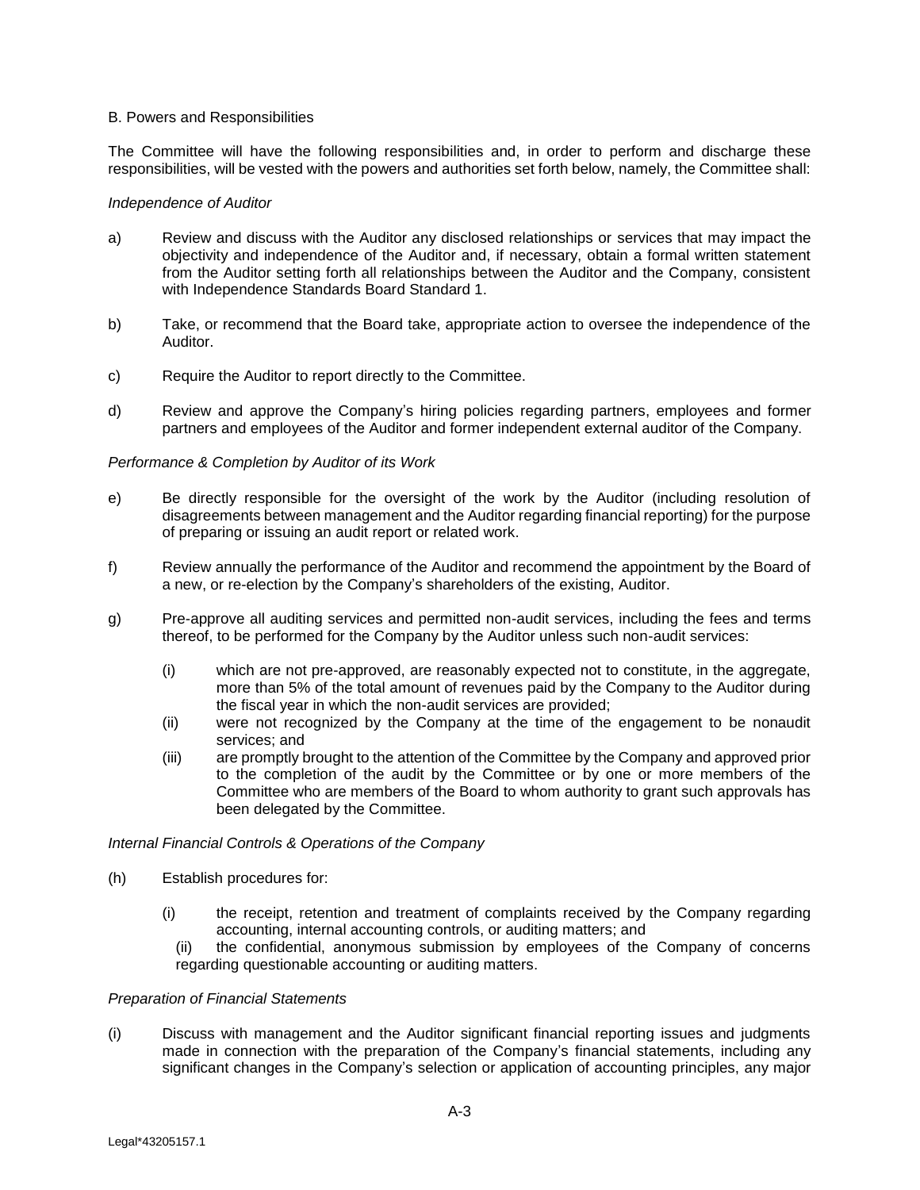B. Powers and Responsibilities

The Committee will have the following responsibilities and, in order to perform and discharge these responsibilities, will be vested with the powers and authorities set forth below, namely, the Committee shall:

*Independence of Auditor*

a) Review and discuss with the Auditor any disclosed relationships or services that may impact the objectivity and independence of the Auditor and, if necessary, obtain a formal written statement from the Auditor setting forth all relationships between the Auditor and the Company, consistent with Independence Standards Board Standard 1.

b) Take, or recommend that the Board take, appropriate action to oversee the independence of the Auditor.

c) Require the Auditor to report directly to the Committee.

d) Review and approve the Company's hiring policies regarding partners, employees and former partners and employees of the Auditor and former independent external auditor of the Company.

*Performance & Completion by Auditor of its Work*

e) Be directly responsible for the oversight of the work by the Auditor (including resolution of disagreements between management and the Auditor regarding financial reporting) for the purpose of preparing or issuing an audit report or related work.

f) Review annually the performance of the Auditor and recommend the appointment by the Board of a new, or re-election by the Company's shareholders of the existing, Auditor.

g) Pre-approve all auditing services and permitted non-audit services, including the fees and terms thereof, to be performed for the Company by the Auditor unless such non-audit services:

   (i) which are not pre-approved, are reasonably expected not to constitute, in the aggregate, more than 5% of the total amount of revenues paid by the Company to the Auditor during the fiscal year in which the non-audit services are provided;
   
   (ii) were not recognized by the Company at the time of the engagement to be nonaudit services; and
   
   (iii) are promptly brought to the attention of the Committee by the Company and approved prior to the completion of the audit by the Committee or by one or more members of the Committee who are members of the Board to whom authority to grant such approvals has been delegated by the Committee.

*Internal Financial Controls & Operations of the Company*

(h) Establish procedures for:

   (i) the receipt, retention and treatment of complaints received by the Company regarding accounting, internal accounting controls, or auditing matters; and
   
   (ii) the confidential, anonymous submission by employees of the Company of concerns regarding questionable accounting or auditing matters.

*Preparation of Financial Statements*

(i) Discuss with management and the Auditor significant financial reporting issues and judgments made in connection with the preparation of the Company's financial statements, including any significant changes in the Company's selection or application of accounting principles, any major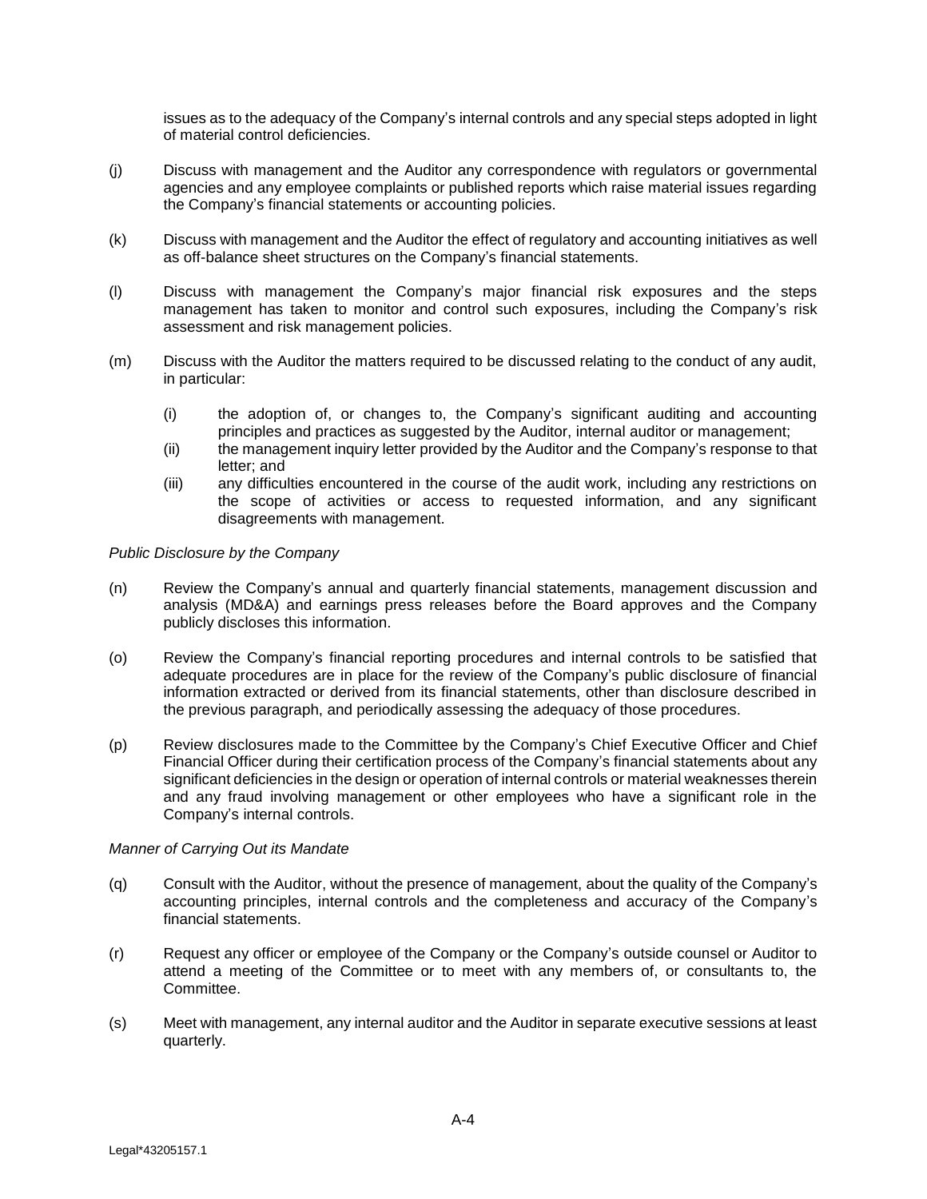issues as to the adequacy of the Company's internal controls and any special steps adopted in light of material control deficiencies.

(j) Discuss with management and the Auditor any correspondence with regulators or governmental agencies and any employee complaints or published reports which raise material issues regarding the Company's financial statements or accounting policies.

(k) Discuss with management and the Auditor the effect of regulatory and accounting initiatives as well as off-balance sheet structures on the Company's financial statements.

(l) Discuss with management the Company's major financial risk exposures and the steps management has taken to monitor and control such exposures, including the Company's risk assessment and risk management policies.

(m) Discuss with the Auditor the matters required to be discussed relating to the conduct of any audit, in particular:

  (i) the adoption of, or changes to, the Company's significant auditing and accounting principles and practices as suggested by the Auditor, internal auditor or management;
  (ii) the management inquiry letter provided by the Auditor and the Company's response to that letter; and
  (iii) any difficulties encountered in the course of the audit work, including any restrictions on the scope of activities or access to requested information, and any significant disagreements with management.

*Public Disclosure by the Company*

(n) Review the Company's annual and quarterly financial statements, management discussion and analysis (MD&A) and earnings press releases before the Board approves and the Company publicly discloses this information.

(o) Review the Company's financial reporting procedures and internal controls to be satisfied that adequate procedures are in place for the review of the Company's public disclosure of financial information extracted or derived from its financial statements, other than disclosure described in the previous paragraph, and periodically assessing the adequacy of those procedures.

(p) Review disclosures made to the Committee by the Company's Chief Executive Officer and Chief Financial Officer during their certification process of the Company's financial statements about any significant deficiencies in the design or operation of internal controls or material weaknesses therein and any fraud involving management or other employees who have a significant role in the Company's internal controls.

*Manner of Carrying Out its Mandate*

(q) Consult with the Auditor, without the presence of management, about the quality of the Company's accounting principles, internal controls and the completeness and accuracy of the Company's financial statements.

(r) Request any officer or employee of the Company or the Company's outside counsel or Auditor to attend a meeting of the Committee or to meet with any members of, or consultants to, the Committee.

(s) Meet with management, any internal auditor and the Auditor in separate executive sessions at least quarterly.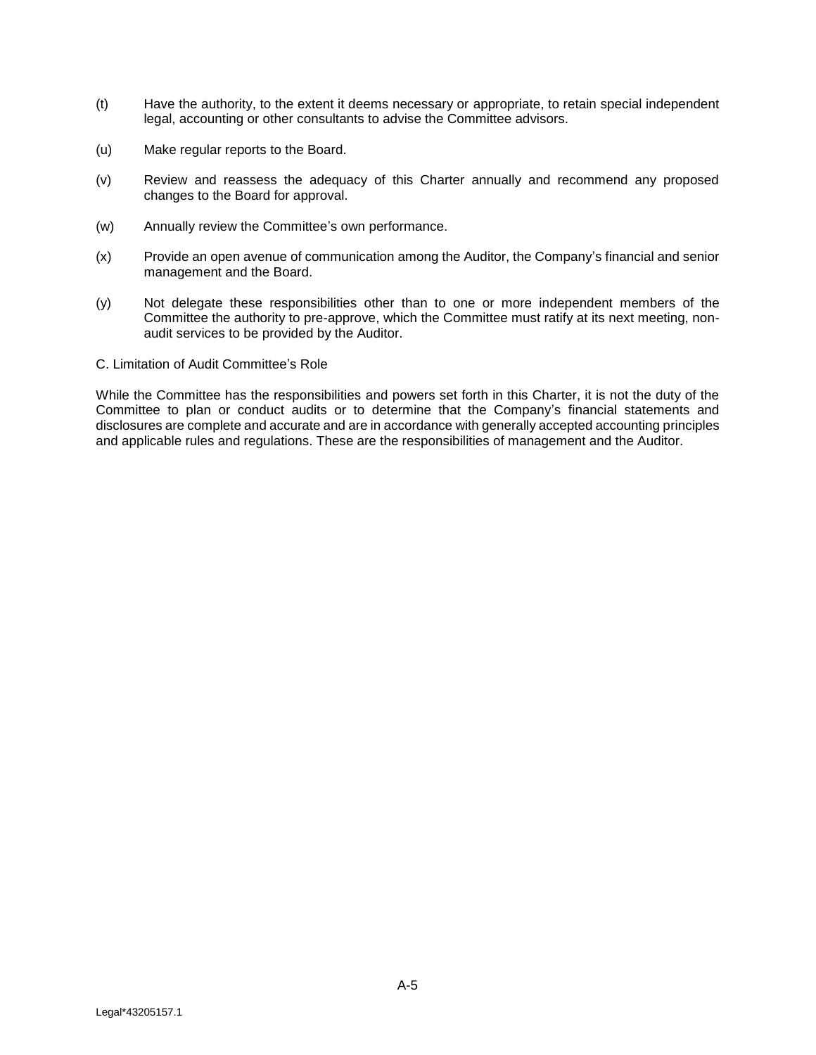(t) Have the authority, to the extent it deems necessary or appropriate, to retain special independent legal, accounting or other consultants to advise the Committee advisors.

(u) Make regular reports to the Board.

(v) Review and reassess the adequacy of this Charter annually and recommend any proposed changes to the Board for approval.

(w) Annually review the Committee's own performance.

(x) Provide an open avenue of communication among the Auditor, the Company's financial and senior management and the Board.

(y) Not delegate these responsibilities other than to one or more independent members of the Committee the authority to pre-approve, which the Committee must ratify at its next meeting, non-audit services to be provided by the Auditor.

C. Limitation of Audit Committee's Role

While the Committee has the responsibilities and powers set forth in this Charter, it is not the duty of the Committee to plan or conduct audits or to determine that the Company's financial statements and disclosures are complete and accurate and are in accordance with generally accepted accounting principles and applicable rules and regulations. These are the responsibilities of management and the Auditor.